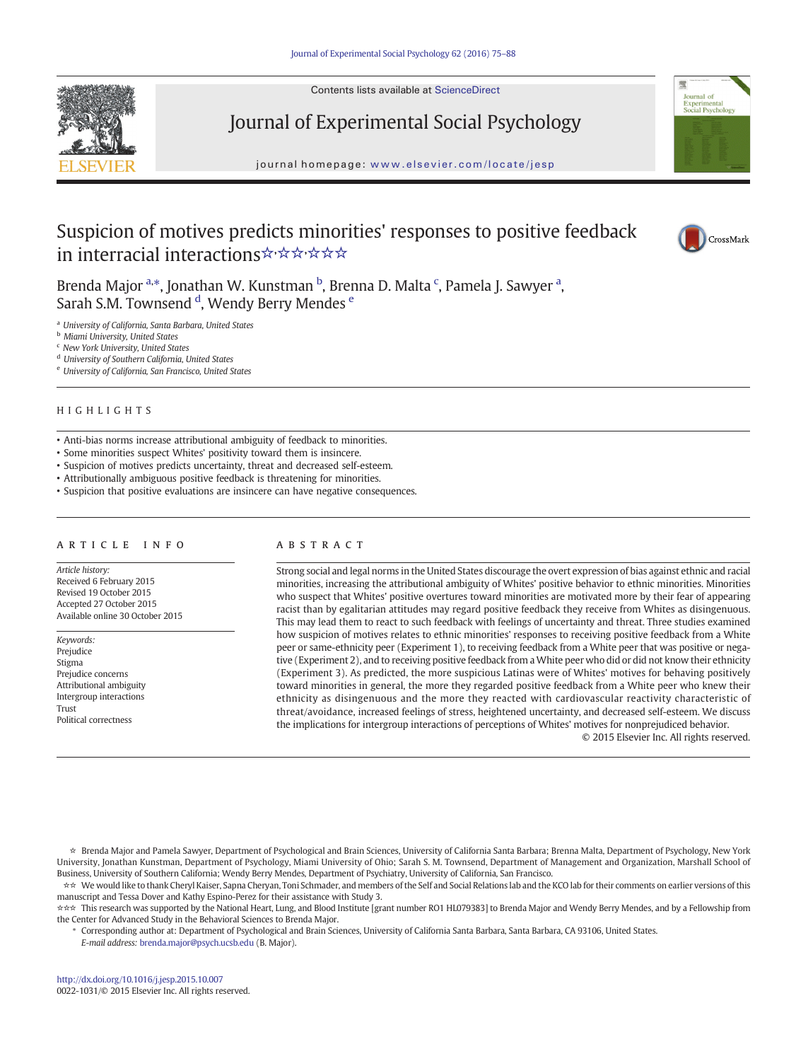Contents lists available at ScienceDirect

# Journal of Experimental Social Psychology

journal homepage: www.elsevier.com/locate/jesp

# Suspicion of motives predicts minorities' responses to positive feedback in interracial interactions☆,☆☆,☆☆☆

Brenda Major [a,*], Jonathan W. Kunstman [b], Brenna D. Malta [c], Pamela J. Sawyer [a], Sarah S.M. Townsend [d], Wendy Berry Mendes [e]

[a] University of California, Santa Barbara, United States
[b] Miami University, United States
[c] New York University, United States
[d] University of Southern California, United States
[e] University of California, San Francisco, United States

## HIGHLIGHTS

- Anti-bias norms increase attributional ambiguity of feedback to minorities.
- Some minorities suspect Whites' positivity toward them is insincere.
- Suspicion of motives predicts uncertainty, threat and decreased self-esteem.
- Attributionally ambiguous positive feedback is threatening for minorities.
- Suspicion that positive evaluations are insincere can have negative consequences.

## ARTICLE INFO

*Article history:*
Received 6 February 2015
Revised 19 October 2015
Accepted 27 October 2015
Available online 30 October 2015

*Keywords:*
Prejudice
Stigma
Prejudice concerns
Attributional ambiguity
Intergroup interactions
Trust
Political correctness

## ABSTRACT

Strong social and legal norms in the United States discourage the overt expression of bias against ethnic and racial minorities, increasing the attributional ambiguity of Whites' positive behavior to ethnic minorities. Minorities who suspect that Whites' positive overtures toward minorities are motivated more by their fear of appearing racist than by egalitarian attitudes may regard positive feedback they receive from Whites as disingenuous. This may lead them to react to such feedback with feelings of uncertainty and threat. Three studies examined how suspicion of motives relates to ethnic minorities' responses to receiving positive feedback from a White peer or same-ethnicity peer (Experiment 1), to receiving feedback from a White peer that was positive or negative (Experiment 2), and to receiving positive feedback from a White peer who did or did not know their ethnicity (Experiment 3). As predicted, the more suspicious Latinas were of Whites' motives for behaving positively toward minorities in general, the more they regarded positive feedback from a White peer who knew their ethnicity as disingenuous and the more they reacted with cardiovascular reactivity characteristic of threat/avoidance, increased feelings of stress, heightened uncertainty, and decreased self-esteem. We discuss the implications for intergroup interactions of perceptions of Whites' motives for nonprejudiced behavior.

© 2015 Elsevier Inc. All rights reserved.

☆ Brenda Major and Pamela Sawyer, Department of Psychological and Brain Sciences, University of California Santa Barbara; Brenna Malta, Department of Psychology, New York University, Jonathan Kunstman, Department of Psychology, Miami University of Ohio; Sarah S. M. Townsend, Department of Management and Organization, Marshall School of Business, University of Southern California; Wendy Berry Mendes, Department of Psychiatry, University of California, San Francisco.

☆☆ We would like to thank Cheryl Kaiser, Sapna Cheryan, Toni Schmader, and members of the Self and Social Relations lab and the KCO lab for their comments on earlier versions of this manuscript and Tessa Dover and Kathy Espino-Perez for their assistance with Study 3.

☆☆☆ This research was supported by the National Heart, Lung, and Blood Institute [grant number RO1 HL079383] to Brenda Major and Wendy Berry Mendes, and by a Fellowship from the Center for Advanced Study in the Behavioral Sciences to Brenda Major.

\* Corresponding author at: Department of Psychological and Brain Sciences, University of California Santa Barbara, Santa Barbara, CA 93106, United States.
*E-mail address:* brenda.major@psych.ucsb.edu (B. Major).

http://dx.doi.org/10.1016/j.jesp.2015.10.007
0022-1031/© 2015 Elsevier Inc. All rights reserved.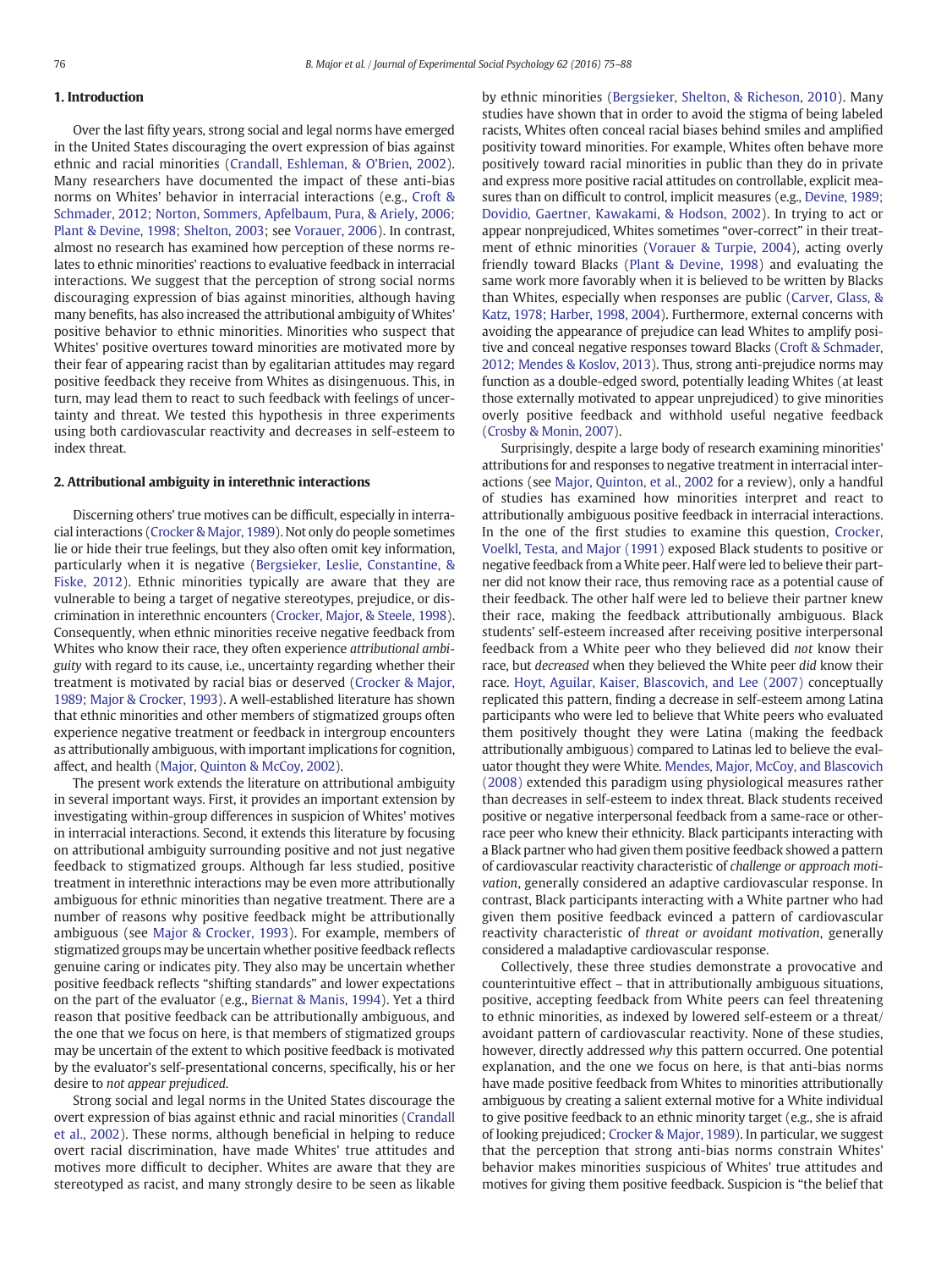## 1. Introduction

Over the last fifty years, strong social and legal norms have emerged in the United States discouraging the overt expression of bias against ethnic and racial minorities (Crandall, Eshleman, & O'Brien, 2002). Many researchers have documented the impact of these anti-bias norms on Whites' behavior in interracial interactions (e.g., Croft & Schmader, 2012; Norton, Sommers, Apfelbaum, Pura, & Ariely, 2006; Plant & Devine, 1998; Shelton, 2003; see Vorauer, 2006). In contrast, almost no research has examined how perception of these norms relates to ethnic minorities' reactions to evaluative feedback in interracial interactions. We suggest that the perception of strong social norms discouraging expression of bias against minorities, although having many benefits, has also increased the attributional ambiguity of Whites' positive behavior to ethnic minorities. Minorities who suspect that Whites' positive overtures toward minorities are motivated more by their fear of appearing racist than by egalitarian attitudes may regard positive feedback they receive from Whites as disingenuous. This, in turn, may lead them to react to such feedback with feelings of uncertainty and threat. We tested this hypothesis in three experiments using both cardiovascular reactivity and decreases in self-esteem to index threat.

## 2. Attributional ambiguity in interethnic interactions

Discerning others' true motives can be difficult, especially in interracial interactions (Crocker & Major, 1989). Not only do people sometimes lie or hide their true feelings, but they also often omit key information, particularly when it is negative (Bergsieker, Leslie, Constantine, & Fiske, 2012). Ethnic minorities typically are aware that they are vulnerable to being a target of negative stereotypes, prejudice, or discrimination in interethnic encounters (Crocker, Major, & Steele, 1998). Consequently, when ethnic minorities receive negative feedback from Whites who know their race, they often experience *attributional ambiguity* with regard to its cause, i.e., uncertainty regarding whether their treatment is motivated by racial bias or deserved (Crocker & Major, 1989; Major & Crocker, 1993). A well-established literature has shown that ethnic minorities and other members of stigmatized groups often experience negative treatment or feedback in intergroup encounters as attributionally ambiguous, with important implications for cognition, affect, and health (Major, Quinton & McCoy, 2002).

The present work extends the literature on attributional ambiguity in several important ways. First, it provides an important extension by investigating within-group differences in suspicion of Whites' motives in interracial interactions. Second, it extends this literature by focusing on attributional ambiguity surrounding positive and not just negative feedback to stigmatized groups. Although far less studied, positive treatment in interethnic interactions may be even more attributionally ambiguous for ethnic minorities than negative treatment. There are a number of reasons why positive feedback might be attributionally ambiguous (see Major & Crocker, 1993). For example, members of stigmatized groups may be uncertain whether positive feedback reflects genuine caring or indicates pity. They also may be uncertain whether positive feedback reflects "shifting standards" and lower expectations on the part of the evaluator (e.g., Biernat & Manis, 1994). Yet a third reason that positive feedback can be attributionally ambiguous, and the one that we focus on here, is that members of stigmatized groups may be uncertain of the extent to which positive feedback is motivated by the evaluator's self-presentational concerns, specifically, his or her desire to *not appear prejudiced*.

Strong social and legal norms in the United States discourage the overt expression of bias against ethnic and racial minorities (Crandall et al., 2002). These norms, although beneficial in helping to reduce overt racial discrimination, have made Whites' true attitudes and motives more difficult to decipher. Whites are aware that they are stereotyped as racist, and many strongly desire to be seen as likable by ethnic minorities (Bergsieker, Shelton, & Richeson, 2010). Many studies have shown that in order to avoid the stigma of being labeled racists, Whites often conceal racial biases behind smiles and amplified positivity toward minorities. For example, Whites often behave more positively toward racial minorities in public than they do in private and express more positive racial attitudes on controllable, explicit measures than on difficult to control, implicit measures (e.g., Devine, 1989; Dovidio, Gaertner, Kawakami, & Hodson, 2002). In trying to act or appear nonprejudiced, Whites sometimes "over-correct" in their treatment of ethnic minorities (Vorauer & Turpie, 2004), acting overly friendly toward Blacks (Plant & Devine, 1998) and evaluating the same work more favorably when it is believed to be written by Blacks than Whites, especially when responses are public (Carver, Glass, & Katz, 1978; Harber, 1998, 2004). Furthermore, external concerns with avoiding the appearance of prejudice can lead Whites to amplify positive and conceal negative responses toward Blacks (Croft & Schmader, 2012; Mendes & Koslov, 2013). Thus, strong anti-prejudice norms may function as a double-edged sword, potentially leading Whites (at least those externally motivated to appear unprejudiced) to give minorities overly positive feedback and withhold useful negative feedback (Crosby & Monin, 2007).

Surprisingly, despite a large body of research examining minorities' attributions for and responses to negative treatment in interracial interactions (see Major, Quinton, et al., 2002 for a review), only a handful of studies has examined how minorities interpret and react to attributionally ambiguous positive feedback in interracial interactions. In the one of the first studies to examine this question, Crocker, Voelkl, Testa, and Major (1991) exposed Black students to positive or negative feedback from a White peer. Half were led to believe their partner did not know their race, thus removing race as a potential cause of their feedback. The other half were led to believe their partner knew their race, making the feedback attributionally ambiguous. Black students' self-esteem increased after receiving positive interpersonal feedback from a White peer who they believed did *not* know their race, but *decreased* when they believed the White peer *did* know their race. Hoyt, Aguilar, Kaiser, Blascovich, and Lee (2007) conceptually replicated this pattern, finding a decrease in self-esteem among Latina participants who were led to believe that White peers who evaluated them positively thought they were Latina (making the feedback attributionally ambiguous) compared to Latinas led to believe the evaluator thought they were White. Mendes, Major, McCoy, and Blascovich (2008) extended this paradigm using physiological measures rather than decreases in self-esteem to index threat. Black students received positive or negative interpersonal feedback from a same-race or other-race peer who knew their ethnicity. Black participants interacting with a Black partner who had given them positive feedback showed a pattern of cardiovascular reactivity characteristic of *challenge or approach motivation*, generally considered an adaptive cardiovascular response. In contrast, Black participants interacting with a White partner who had given them positive feedback evinced a pattern of cardiovascular reactivity characteristic of *threat or avoidant motivation*, generally considered a maladaptive cardiovascular response.

Collectively, these three studies demonstrate a provocative and counterintuitive effect – that in attributionally ambiguous situations, positive, accepting feedback from White peers can feel threatening to ethnic minorities, as indexed by lowered self-esteem or a threat/avoidant pattern of cardiovascular reactivity. None of these studies, however, directly addressed *why* this pattern occurred. One potential explanation, and the one we focus on here, is that anti-bias norms have made positive feedback from Whites to minorities attributionally ambiguous by creating a salient external motive for a White individual to give positive feedback to an ethnic minority target (e.g., she is afraid of looking prejudiced; Crocker & Major, 1989). In particular, we suggest that the perception that strong anti-bias norms constrain Whites' behavior makes minorities suspicious of Whites' true attitudes and motives for giving them positive feedback. Suspicion is "the belief that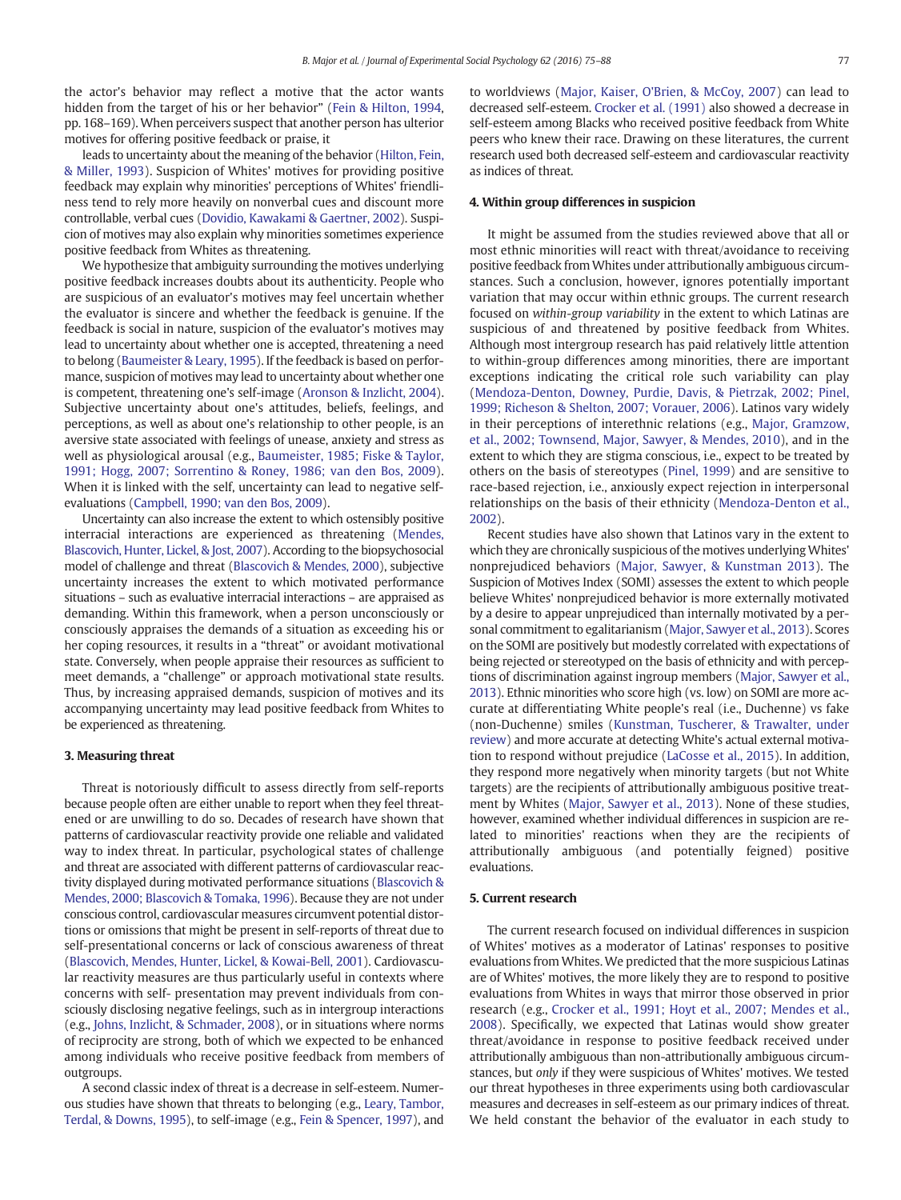the actor's behavior may reflect a motive that the actor wants hidden from the target of his or her behavior" (Fein & Hilton, 1994, pp. 168–169). When perceivers suspect that another person has ulterior motives for offering positive feedback or praise, it

leads to uncertainty about the meaning of the behavior (Hilton, Fein, & Miller, 1993). Suspicion of Whites' motives for providing positive feedback may explain why minorities' perceptions of Whites' friendliness tend to rely more heavily on nonverbal cues and discount more controllable, verbal cues (Dovidio, Kawakami & Gaertner, 2002). Suspicion of motives may also explain why minorities sometimes experience positive feedback from Whites as threatening.

We hypothesize that ambiguity surrounding the motives underlying positive feedback increases doubts about its authenticity. People who are suspicious of an evaluator's motives may feel uncertain whether the evaluator is sincere and whether the feedback is genuine. If the feedback is social in nature, suspicion of the evaluator's motives may lead to uncertainty about whether one is accepted, threatening a need to belong (Baumeister & Leary, 1995). If the feedback is based on performance, suspicion of motives may lead to uncertainty about whether one is competent, threatening one's self-image (Aronson & Inzlicht, 2004). Subjective uncertainty about one's attitudes, beliefs, feelings, and perceptions, as well as about one's relationship to other people, is an aversive state associated with feelings of unease, anxiety and stress as well as physiological arousal (e.g., Baumeister, 1985; Fiske & Taylor, 1991; Hogg, 2007; Sorrentino & Roney, 1986; van den Bos, 2009). When it is linked with the self, uncertainty can lead to negative self-evaluations (Campbell, 1990; van den Bos, 2009).

Uncertainty can also increase the extent to which ostensibly positive interracial interactions are experienced as threatening (Mendes, Blascovich, Hunter, Lickel, & Jost, 2007). According to the biopsychosocial model of challenge and threat (Blascovich & Mendes, 2000), subjective uncertainty increases the extent to which motivated performance situations – such as evaluative interracial interactions – are appraised as demanding. Within this framework, when a person unconsciously or consciously appraises the demands of a situation as exceeding his or her coping resources, it results in a "threat" or avoidant motivational state. Conversely, when people appraise their resources as sufficient to meet demands, a "challenge" or approach motivational state results. Thus, by increasing appraised demands, suspicion of motives and its accompanying uncertainty may lead positive feedback from Whites to be experienced as threatening.

## 3. Measuring threat

Threat is notoriously difficult to assess directly from self-reports because people often are either unable to report when they feel threatened or are unwilling to do so. Decades of research have shown that patterns of cardiovascular reactivity provide one reliable and validated way to index threat. In particular, psychological states of challenge and threat are associated with different patterns of cardiovascular reactivity displayed during motivated performance situations (Blascovich & Mendes, 2000; Blascovich & Tomaka, 1996). Because they are not under conscious control, cardiovascular measures circumvent potential distortions or omissions that might be present in self-reports of threat due to self-presentational concerns or lack of conscious awareness of threat (Blascovich, Mendes, Hunter, Lickel, & Kowai-Bell, 2001). Cardiovascular reactivity measures are thus particularly useful in contexts where concerns with self- presentation may prevent individuals from consciously disclosing negative feelings, such as in intergroup interactions (e.g., Johns, Inzlicht, & Schmader, 2008), or in situations where norms of reciprocity are strong, both of which we expected to be enhanced among individuals who receive positive feedback from members of outgroups.

A second classic index of threat is a decrease in self-esteem. Numerous studies have shown that threats to belonging (e.g., Leary, Tambor, Terdal, & Downs, 1995), to self-image (e.g., Fein & Spencer, 1997), and to worldviews (Major, Kaiser, O'Brien, & McCoy, 2007) can lead to decreased self-esteem. Crocker et al. (1991) also showed a decrease in self-esteem among Blacks who received positive feedback from White peers who knew their race. Drawing on these literatures, the current research used both decreased self-esteem and cardiovascular reactivity as indices of threat.

## 4. Within group differences in suspicion

It might be assumed from the studies reviewed above that all or most ethnic minorities will react with threat/avoidance to receiving positive feedback from Whites under attributionally ambiguous circumstances. Such a conclusion, however, ignores potentially important variation that may occur within ethnic groups. The current research focused on *within-group variability* in the extent to which Latinas are suspicious of and threatened by positive feedback from Whites. Although most intergroup research has paid relatively little attention to within-group differences among minorities, there are important exceptions indicating the critical role such variability can play (Mendoza-Denton, Downey, Purdie, Davis, & Pietrzak, 2002; Pinel, 1999; Richeson & Shelton, 2007; Vorauer, 2006). Latinos vary widely in their perceptions of interethnic relations (e.g., Major, Gramzow, et al., 2002; Townsend, Major, Sawyer, & Mendes, 2010), and in the extent to which they are stigma conscious, i.e., expect to be treated by others on the basis of stereotypes (Pinel, 1999) and are sensitive to race-based rejection, i.e., anxiously expect rejection in interpersonal relationships on the basis of their ethnicity (Mendoza-Denton et al., 2002).

Recent studies have also shown that Latinos vary in the extent to which they are chronically suspicious of the motives underlying Whites' nonprejudiced behaviors (Major, Sawyer, & Kunstman 2013). The Suspicion of Motives Index (SOMI) assesses the extent to which people believe Whites' nonprejudiced behavior is more externally motivated by a desire to appear unprejudiced than internally motivated by a personal commitment to egalitarianism (Major, Sawyer et al., 2013). Scores on the SOMI are positively but modestly correlated with expectations of being rejected or stereotyped on the basis of ethnicity and with perceptions of discrimination against ingroup members (Major, Sawyer et al., 2013). Ethnic minorities who score high (vs. low) on SOMI are more accurate at differentiating White people's real (i.e., Duchenne) vs fake (non-Duchenne) smiles (Kunstman, Tuscherer, & Trawalter, under review) and more accurate at detecting White's actual external motivation to respond without prejudice (LaCosse et al., 2015). In addition, they respond more negatively when minority targets (but not White targets) are the recipients of attributionally ambiguous positive treatment by Whites (Major, Sawyer et al., 2013). None of these studies, however, examined whether individual differences in suspicion are related to minorities' reactions when they are the recipients of attributionally ambiguous (and potentially feigned) positive evaluations.

## 5. Current research

The current research focused on individual differences in suspicion of Whites' motives as a moderator of Latinas' responses to positive evaluations from Whites. We predicted that the more suspicious Latinas are of Whites' motives, the more likely they are to respond to positive evaluations from Whites in ways that mirror those observed in prior research (e.g., Crocker et al., 1991; Hoyt et al., 2007; Mendes et al., 2008). Specifically, we expected that Latinas would show greater threat/avoidance in response to positive feedback received under attributionally ambiguous than non-attributionally ambiguous circumstances, but *only* if they were suspicious of Whites' motives. We tested our threat hypotheses in three experiments using both cardiovascular measures and decreases in self-esteem as our primary indices of threat. We held constant the behavior of the evaluator in each study to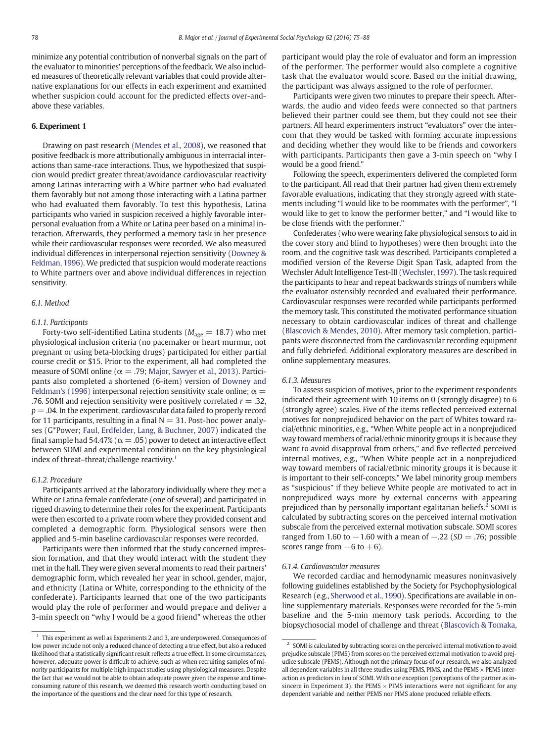minimize any potential contribution of nonverbal signals on the part of the evaluator to minorities' perceptions of the feedback. We also included measures of theoretically relevant variables that could provide alternative explanations for our effects in each experiment and examined whether suspicion could account for the predicted effects over-and-above these variables.

## 6. Experiment 1

Drawing on past research (Mendes et al., 2008), we reasoned that positive feedback is more attributionally ambiguous in interracial interactions than same-race interactions. Thus, we hypothesized that suspicion would predict greater threat/avoidance cardiovascular reactivity among Latinas interacting with a White partner who had evaluated them favorably but not among those interacting with a Latina partner who had evaluated them favorably. To test this hypothesis, Latina participants who varied in suspicion received a highly favorable interpersonal evaluation from a White or Latina peer based on a minimal interaction. Afterwards, they performed a memory task in her presence while their cardiovascular responses were recorded. We also measured individual differences in interpersonal rejection sensitivity (Downey & Feldman, 1996). We predicted that suspicion would moderate reactions to White partners over and above individual differences in rejection sensitivity.

### 6.1. Method

#### 6.1.1. Participants

Forty-two self-identified Latina students ($M_{\text{age}} = 18.7$) who met physiological inclusion criteria (no pacemaker or heart murmur, not pregnant or using beta-blocking drugs) participated for either partial course credit or \$15. Prior to the experiment, all had completed the measure of SOMI online ($\alpha = .79$; Major, Sawyer et al., 2013). Participants also completed a shortened (6-item) version of Downey and Feldman's (1996) interpersonal rejection sensitivity scale online; $\alpha = .76$. SOMI and rejection sensitivity were positively correlated $r = .32$, $p = .04$. In the experiment, cardiovascular data failed to properly record for 11 participants, resulting in a final $N = 31$. Post-hoc power analyses (G*Power; Faul, Erdfelder, Lang, & Buchner, 2007) indicated the final sample had 54.47% ($\alpha = .05$) power to detect an interactive effect between SOMI and experimental condition on the key physiological index of threat–threat/challenge reactivity.[1]

#### 6.1.2. Procedure

Participants arrived at the laboratory individually where they met a White or Latina female confederate (one of several) and participated in rigged drawing to determine their roles for the experiment. Participants were then escorted to a private room where they provided consent and completed a demographic form. Physiological sensors were then applied and 5-min baseline cardiovascular responses were recorded.

Participants were then informed that the study concerned impression formation, and that they would interact with the student they met in the hall. They were given several moments to read their partners' demographic form, which revealed her year in school, gender, major, and ethnicity (Latina or White, corresponding to the ethnicity of the confederate). Participants learned that one of the two participants would play the role of performer and would prepare and deliver a 3-min speech on "why I would be a good friend" whereas the other participant would play the role of evaluator and form an impression of the performer. The performer would also complete a cognitive task that the evaluator would score. Based on the initial drawing, the participant was always assigned to the role of performer.

Participants were given two minutes to prepare their speech. Afterwards, the audio and video feeds were connected so that partners believed their partner could see them, but they could not see their partners. All heard experimenters instruct "evaluators" over the intercom that they would be tasked with forming accurate impressions and deciding whether they would like to be friends and coworkers with participants. Participants then gave a 3-min speech on "why I would be a good friend."

Following the speech, experimenters delivered the completed form to the participant. All read that their partner had given them extremely favorable evaluations, indicating that they strongly agreed with statements including "I would like to be roommates with the performer", "I would like to get to know the performer better," and "I would like to be close friends with the performer."

Confederates (who were wearing fake physiological sensors to aid in the cover story and blind to hypotheses) were then brought into the room, and the cognitive task was described. Participants completed a modified version of the Reverse Digit Span Task, adapted from the Wechsler Adult Intelligence Test-III (Wechsler, 1997). The task required the participants to hear and repeat backwards strings of numbers while the evaluator ostensibly recorded and evaluated their performance. Cardiovascular responses were recorded while participants performed the memory task. This constituted the motivated performance situation necessary to obtain cardiovascular indices of threat and challenge (Blascovich & Mendes, 2010). After memory task completion, participants were disconnected from the cardiovascular recording equipment and fully debriefed. Additional exploratory measures are described in online supplementary measures.

#### 6.1.3. Measures

To assess suspicion of motives, prior to the experiment respondents indicated their agreement with 10 items on 0 (strongly disagree) to 6 (strongly agree) scales. Five of the items reflected perceived external motives for nonprejudiced behavior on the part of Whites toward racial/ethnic minorities, e.g., "When White people act in a nonprejudiced way toward members of racial/ethnic minority groups it is because they want to avoid disapproval from others," and five reflected perceived internal motives, e.g., "When White people act in a nonprejudiced way toward members of racial/ethnic minority groups it is because it is important to their self-concepts." We label minority group members as "suspicious" if they believe White people are motivated to act in nonprejudiced ways more by external concerns with appearing prejudiced than by personally important egalitarian beliefs.[2] SOMI is calculated by subtracting scores on the perceived internal motivation subscale from the perceived external motivation subscale. SOMI scores ranged from 1.60 to −1.60 with a mean of −.22 ($SD = .76$; possible scores range from −6 to +6).

#### 6.1.4. Cardiovascular measures

We recorded cardiac and hemodynamic measures noninvasively following guidelines established by the Society for Psychophysiological Research (e.g., Sherwood et al., 1990). Specifications are available in online supplementary materials. Responses were recorded for the 5-min baseline and the 5-min memory task periods. According to the biopsychosocial model of challenge and threat (Blascovich & Tomaka,

[1] This experiment as well as Experiments 2 and 3, are underpowered. Consequences of low power include not only a reduced chance of detecting a true effect, but also a reduced likelihood that a statistically significant result reflects a true effect. In some circumstances, however, adequate power is difficult to achieve, such as when recruiting samples of minority participants for multiple high impact studies using physiological measures. Despite the fact that we would not be able to obtain adequate power given the expense and time-consuming nature of this research, we deemed this research worth conducting based on the importance of the questions and the clear need for this type of research.

[2] SOMI is calculated by subtracting scores on the perceived internal motivation to avoid prejudice subscale (PIMS) from scores on the perceived external motivation to avoid prejudice subscale (PEMS). Although not the primary focus of our research, we also analyzed all dependent variables in all three studies using PEMS, PIMS, and the PEMS × PEMS interaction as predictors in lieu of SOMI. With one exception (perceptions of the partner as insincere in Experiment 3), the PEMS × PIMS interactions were not significant for any dependent variable and neither PEMS nor PIMS alone produced reliable effects.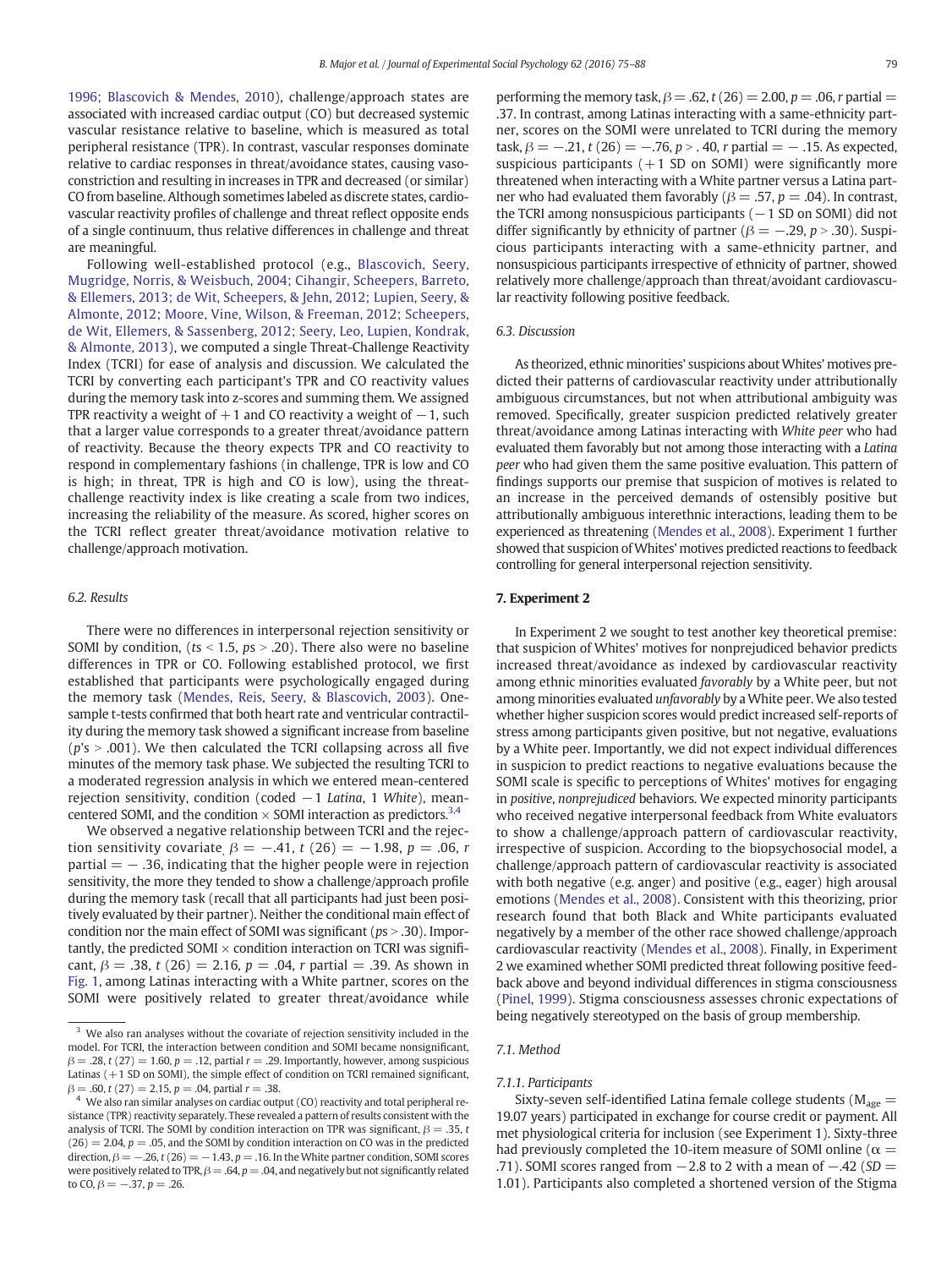1996; Blascovich & Mendes, 2010), challenge/approach states are associated with increased cardiac output (CO) but decreased systemic vascular resistance relative to baseline, which is measured as total peripheral resistance (TPR). In contrast, vascular responses dominate relative to cardiac responses in threat/avoidance states, causing vasoconstriction and resulting in increases in TPR and decreased (or similar) CO from baseline. Although sometimes labeled as discrete states, cardiovascular reactivity profiles of challenge and threat reflect opposite ends of a single continuum, thus relative differences in challenge and threat are meaningful.

Following well-established protocol (e.g., Blascovich, Seery, Mugridge, Norris, & Weisbuch, 2004; Cihangir, Scheepers, Barreto, & Ellemers, 2013; de Wit, Scheepers, & Jehn, 2012; Lupien, Seery, & Almonte, 2012; Moore, Vine, Wilson, & Freeman, 2012; Scheepers, de Wit, Ellemers, & Sassenberg, 2012; Seery, Leo, Lupien, Kondrak, & Almonte, 2013), we computed a single Threat-Challenge Reactivity Index (TCRI) for ease of analysis and discussion. We calculated the TCRI by converting each participant's TPR and CO reactivity values during the memory task into z-scores and summing them. We assigned TPR reactivity a weight of $+1$ and CO reactivity a weight of $-1$, such that a larger value corresponds to a greater threat/avoidance pattern of reactivity. Because the theory expects TPR and CO reactivity to respond in complementary fashions (in challenge, TPR is low and CO is high; in threat, TPR is high and CO is low), using the threat-challenge reactivity index is like creating a scale from two indices, increasing the reliability of the measure. As scored, higher scores on the TCRI reflect greater threat/avoidance motivation relative to challenge/approach motivation.

### 6.2. Results

There were no differences in interpersonal rejection sensitivity or SOMI by condition, ($ts < 1.5$, $ps > .20$). There also were no baseline differences in TPR or CO. Following established protocol, we first established that participants were psychologically engaged during the memory task (Mendes, Reis, Seery, & Blascovich, 2003). One-sample t-tests confirmed that both heart rate and ventricular contractility during the memory task showed a significant increase from baseline ($p$'s > .001). We then calculated the TCRI collapsing across all five minutes of the memory task phase. We subjected the resulting TCRI to a moderated regression analysis in which we entered mean-centered rejection sensitivity, condition (coded $-1$ *Latina*, 1 *White*), mean-centered SOMI, and the condition × SOMI interaction as predictors.[3,4]

We observed a negative relationship between TCRI and the rejection sensitivity covariate, $\beta = -.41$, $t\ (26) = -1.98$, $p = .06$, $r$ partial $= -.36$, indicating that the higher people were in rejection sensitivity, the more they tended to show a challenge/approach profile during the memory task (recall that all participants had just been positively evaluated by their partner). Neither the conditional main effect of condition nor the main effect of SOMI was significant ($ps > .30$). Importantly, the predicted SOMI × condition interaction on TCRI was significant, $\beta = .38$, $t\ (26) = 2.16$, $p = .04$, $r$ partial $= .39$. As shown in Fig. 1, among Latinas interacting with a White partner, scores on the SOMI were positively related to greater threat/avoidance while performing the memory task, $\beta = .62$, $t\ (26) = 2.00$, $p = .06$, $r$ partial $= .37$. In contrast, among Latinas interacting with a same-ethnicity partner, scores on the SOMI were unrelated to TCRI during the memory task, $\beta = -.21$, $t\ (26) = -.76$, $p > .40$, $r$ partial $= -.15$. As expected, suspicious participants ($+1$ SD on SOMI) were significantly more threatened when interacting with a White partner versus a Latina partner who had evaluated them favorably ($\beta = .57$, $p = .04$). In contrast, the TCRI among nonsuspicious participants ($-1$ SD on SOMI) did not differ significantly by ethnicity of partner ($\beta = -.29$, $p > .30$). Suspicious participants interacting with a same-ethnicity partner, and nonsuspicious participants irrespective of ethnicity of partner, showed relatively more challenge/approach than threat/avoidant cardiovascular reactivity following positive feedback.

### 6.3. Discussion

As theorized, ethnic minorities' suspicions about Whites' motives predicted their patterns of cardiovascular reactivity under attributionally ambiguous circumstances, but not when attributional ambiguity was removed. Specifically, greater suspicion predicted relatively greater threat/avoidance among Latinas interacting with *White peer* who had evaluated them favorably but not among those interacting with a *Latina peer* who had given them the same positive evaluation. This pattern of findings supports our premise that suspicion of motives is related to an increase in the perceived demands of ostensibly positive but attributionally ambiguous interethnic interactions, leading them to be experienced as threatening (Mendes et al., 2008). Experiment 1 further showed that suspicion of Whites' motives predicted reactions to feedback controlling for general interpersonal rejection sensitivity.

## 7. Experiment 2

In Experiment 2 we sought to test another key theoretical premise: that suspicion of Whites' motives for nonprejudiced behavior predicts increased threat/avoidance as indexed by cardiovascular reactivity among ethnic minorities evaluated *favorably* by a White peer, but not among minorities evaluated *unfavorably* by a White peer. We also tested whether higher suspicion scores would predict increased self-reports of stress among participants given positive, but not negative, evaluations by a White peer. Importantly, we did not expect individual differences in suspicion to predict reactions to negative evaluations because the SOMI scale is specific to perceptions of Whites' motives for engaging in *positive, nonprejudiced* behaviors. We expected minority participants who received negative interpersonal feedback from White evaluators to show a challenge/approach pattern of cardiovascular reactivity, irrespective of suspicion. According to the biopsychosocial model, a challenge/approach pattern of cardiovascular reactivity is associated with both negative (e.g. anger) and positive (e.g., eager) high arousal emotions (Mendes et al., 2008). Consistent with this theorizing, prior research found that both Black and White participants evaluated negatively by a member of the other race showed challenge/approach cardiovascular reactivity (Mendes et al., 2008). Finally, in Experiment 2 we examined whether SOMI predicted threat following positive feedback above and beyond individual differences in stigma consciousness (Pinel, 1999). Stigma consciousness assesses chronic expectations of being negatively stereotyped on the basis of group membership.

### 7.1. Method

#### 7.1.1. Participants

Sixty-seven self-identified Latina female college students ($M_{age} = 19.07$ years) participated in exchange for course credit or payment. All met physiological criteria for inclusion (see Experiment 1). Sixty-three had previously completed the 10-item measure of SOMI online ($\alpha = .71$). SOMI scores ranged from $-2.8$ to 2 with a mean of $-.42$ ($SD = 1.01$). Participants also completed a shortened version of the Stigma

---

[3] We also ran analyses without the covariate of rejection sensitivity included in the model. For TCRI, the interaction between condition and SOMI became nonsignificant, $\beta = .28$, $t\ (27) = 1.60$, $p = .12$, partial $r = .29$. Importantly, however, among suspicious Latinas ($+1$ SD on SOMI), the simple effect of condition on TCRI remained significant, $\beta = .60$, $t\ (27) = 2.15$, $p = .04$, partial $r = .38$.

[4] We also ran similar analyses on cardiac output (CO) reactivity and total peripheral resistance (TPR) reactivity separately. These revealed a pattern of results consistent with the analysis of TCRI. The SOMI by condition interaction on TPR was significant, $\beta = .35$, $t\ (26) = 2.04$, $p = .05$, and the SOMI by condition interaction on CO was in the predicted direction, $\beta = -.26$, $t\ (26) = -1.43$, $p = .16$. In the White partner condition, SOMI scores were positively related to TPR, $\beta = .64$, $p = .04$, and negatively but not significantly related to CO, $\beta = -.37$, $p = .26$.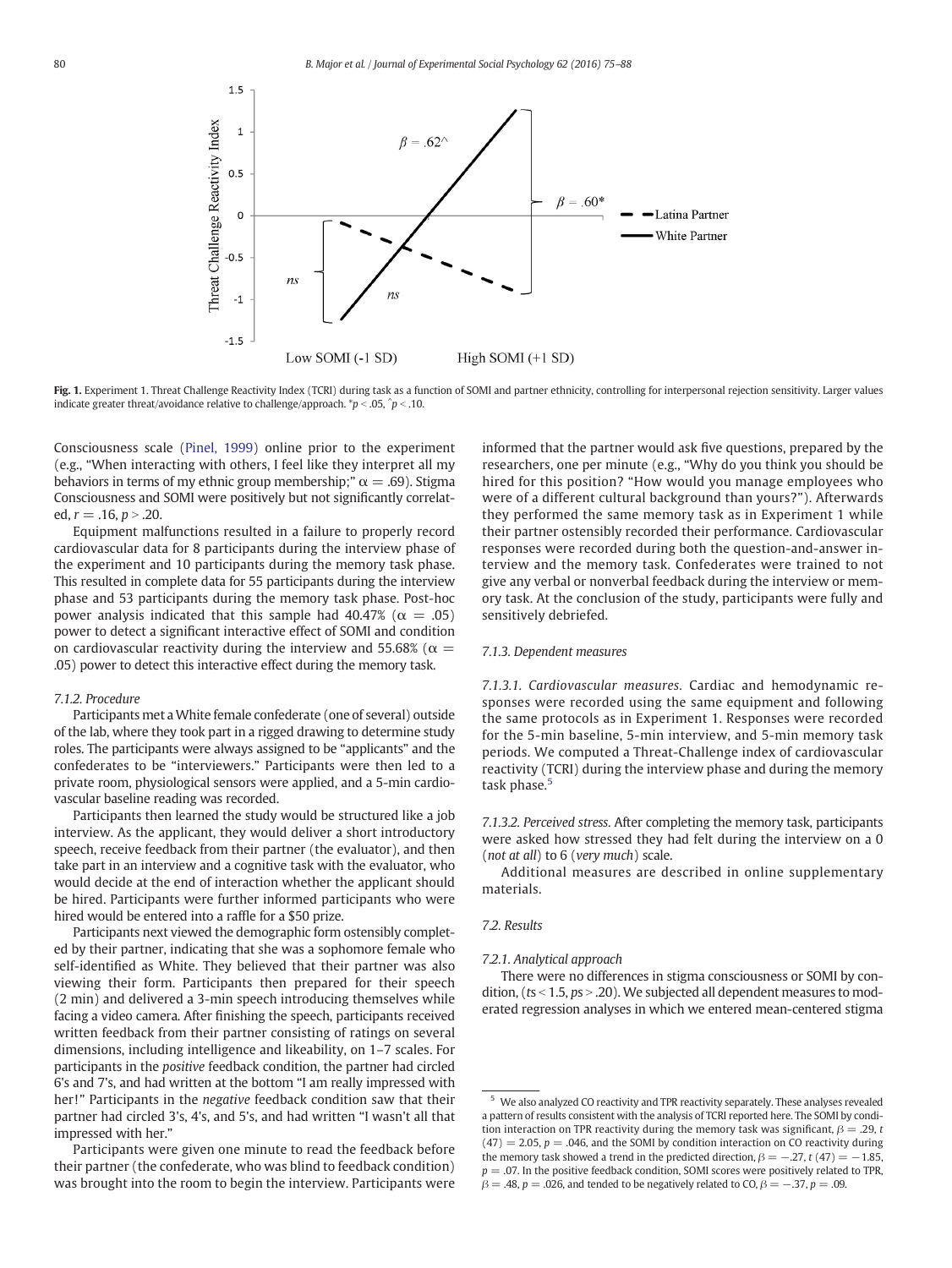1.5
1
0.5
0
-0.5
-1
-1.5

Threat Challenge Reactivity Index

$\beta$ = .62^

$\beta$ = .60*

ns

ns

Latina Partner

White Partner

Low SOMI (-1 SD)

High SOMI (+1 SD)

**Fig. 1.** Experiment 1. Threat Challenge Reactivity Index (TCRI) during task as a function of SOMI and partner ethnicity, controlling for interpersonal rejection sensitivity. Larger values indicate greater threat/avoidance relative to challenge/approach. *$p < .05$, ^$p < .10$.

Consciousness scale (Pinel, 1999) online prior to the experiment (e.g., "When interacting with others, I feel like they interpret all my behaviors in terms of my ethnic group membership;" $\alpha = .69$). Stigma Consciousness and SOMI were positively but not significantly correlated, $r = .16$, $p > .20$.

Equipment malfunctions resulted in a failure to properly record cardiovascular data for 8 participants during the interview phase of the experiment and 10 participants during the memory task phase. This resulted in complete data for 55 participants during the interview phase and 53 participants during the memory task phase. Post-hoc power analysis indicated that this sample had 40.47% ($\alpha = .05$) power to detect a significant interactive effect of SOMI and condition on cardiovascular reactivity during the interview and 55.68% ($\alpha = .05$) power to detect this interactive effect during the memory task.

#### 7.1.2. Procedure

Participants met a White female confederate (one of several) outside of the lab, where they took part in a rigged drawing to determine study roles. The participants were always assigned to be "applicants" and the confederates to be "interviewers." Participants were then led to a private room, physiological sensors were applied, and a 5-min cardiovascular baseline reading was recorded.

Participants then learned the study would be structured like a job interview. As the applicant, they would deliver a short introductory speech, receive feedback from their partner (the evaluator), and then take part in an interview and a cognitive task with the evaluator, who would decide at the end of interaction whether the applicant should be hired. Participants were further informed participants who were hired would be entered into a raffle for a $50 prize.

Participants next viewed the demographic form ostensibly completed by their partner, indicating that she was a sophomore female who self-identified as White. They believed that their partner was also viewing their form. Participants then prepared for their speech (2 min) and delivered a 3-min speech introducing themselves while facing a video camera. After finishing the speech, participants received written feedback from their partner consisting of ratings on several dimensions, including intelligence and likeability, on 1–7 scales. For participants in the *positive* feedback condition, the partner had circled 6's and 7's, and had written at the bottom "I am really impressed with her!" Participants in the *negative* feedback condition saw that their partner had circled 3's, 4's, and 5's, and had written "I wasn't all that impressed with her."

Participants were given one minute to read the feedback before their partner (the confederate, who was blind to feedback condition) was brought into the room to begin the interview. Participants were informed that the partner would ask five questions, prepared by the researchers, one per minute (e.g., "Why do you think you should be hired for this position? "How would you manage employees who were of a different cultural background than yours?"). Afterwards they performed the same memory task as in Experiment 1 while their partner ostensibly recorded their performance. Cardiovascular responses were recorded during both the question-and-answer interview and the memory task. Confederates were trained to not give any verbal or nonverbal feedback during the interview or memory task. At the conclusion of the study, participants were fully and sensitively debriefed.

#### 7.1.3. Dependent measures

*7.1.3.1. Cardiovascular measures.* Cardiac and hemodynamic responses were recorded using the same equipment and following the same protocols as in Experiment 1. Responses were recorded for the 5-min baseline, 5-min interview, and 5-min memory task periods. We computed a Threat-Challenge index of cardiovascular reactivity (TCRI) during the interview phase and during the memory task phase.[5]

*7.1.3.2. Perceived stress.* After completing the memory task, participants were asked how stressed they had felt during the interview on a 0 (*not at all*) to 6 (*very much*) scale.

Additional measures are described in online supplementary materials.

### 7.2. Results

#### 7.2.1. Analytical approach

There were no differences in stigma consciousness or SOMI by condition, ($ts < 1.5$, $ps > .20$). We subjected all dependent measures to moderated regression analyses in which we entered mean-centered stigma

[5] We also analyzed CO reactivity and TPR reactivity separately. These analyses revealed a pattern of results consistent with the analysis of TCRI reported here. The SOMI by condition interaction on TPR reactivity during the memory task was significant, $\beta = .29$, $t(47) = 2.05$, $p = .046$, and the SOMI by condition interaction on CO reactivity during the memory task showed a trend in the predicted direction, $\beta = -.27$, $t(47) = -1.85$, $p = .07$. In the positive feedback condition, SOMI scores were positively related to TPR, $\beta = .48$, $p = .026$, and tended to be negatively related to CO, $\beta = -.37$, $p = .09$.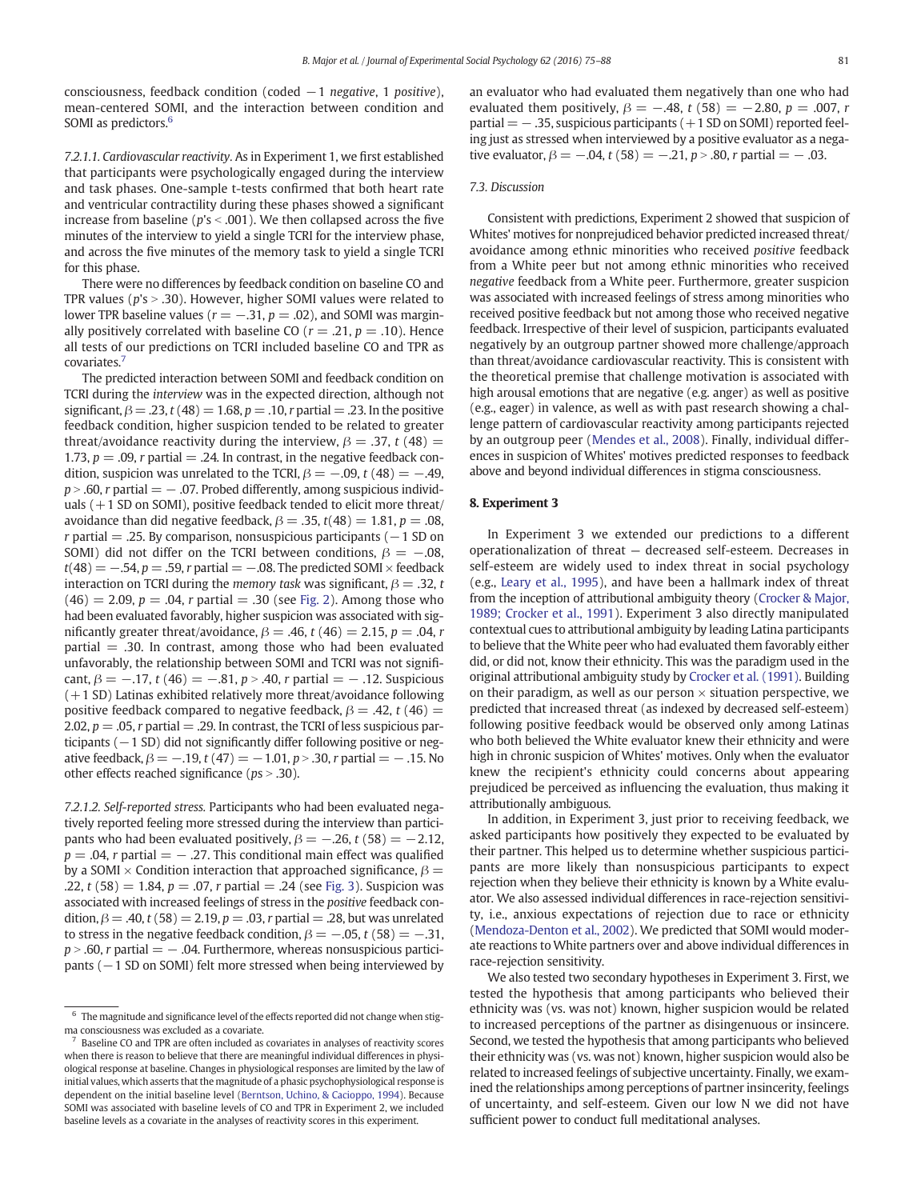consciousness, feedback condition (coded −1 *negative*, 1 *positive*), mean-centered SOMI, and the interaction between condition and SOMI as predictors.[6]

*7.2.1.1. Cardiovascular reactivity*. As in Experiment 1, we first established that participants were psychologically engaged during the interview and task phases. One-sample t-tests confirmed that both heart rate and ventricular contractility during these phases showed a significant increase from baseline ($p$'s < .001). We then collapsed across the five minutes of the interview to yield a single TCRI for the interview phase, and across the five minutes of the memory task to yield a single TCRI for this phase.

There were no differences by feedback condition on baseline CO and TPR values ($p$'s > .30). However, higher SOMI values were related to lower TPR baseline values ($r = -.31$, $p = .02$), and SOMI was marginally positively correlated with baseline CO ($r = .21$, $p = .10$). Hence all tests of our predictions on TCRI included baseline CO and TPR as covariates.[7]

The predicted interaction between SOMI and feedback condition on TCRI during the *interview* was in the expected direction, although not significant, $\beta = .23$, $t\,(48) = 1.68$, $p = .10$, $r$ partial = .23. In the positive feedback condition, higher suspicion tended to be related to greater threat/avoidance reactivity during the interview, $\beta = .37$, $t\,(48) = 1.73$, $p = .09$, $r$ partial = .24. In contrast, in the negative feedback condition, suspicion was unrelated to the TCRI, $\beta = -.09$, $t\,(48) = -.49$, $p > .60$, $r$ partial = −.07. Probed differently, among suspicious individuals (+1 SD on SOMI), positive feedback tended to elicit more threat/avoidance than did negative feedback, $\beta = .35$, $t(48) = 1.81$, $p = .08$, $r$ partial = .25. By comparison, nonsuspicious participants (−1 SD on SOMI) did not differ on the TCRI between conditions, $\beta = -.08$, $t(48) = -.54$, $p = .59$, $r$ partial = −.08. The predicted SOMI × feedback interaction on TCRI during the *memory task* was significant, $\beta = .32$, $t\,(46) = 2.09$, $p = .04$, $r$ partial = .30 (see Fig. 2). Among those who had been evaluated favorably, higher suspicion was associated with significantly greater threat/avoidance, $\beta = .46$, $t\,(46) = 2.15$, $p = .04$, $r$ partial = .30. In contrast, among those who had been evaluated unfavorably, the relationship between SOMI and TCRI was not significant, $\beta = -.17$, $t\,(46) = -.81$, $p > .40$, $r$ partial = −.12. Suspicious (+1 SD) Latinas exhibited relatively more threat/avoidance following positive feedback compared to negative feedback, $\beta = .42$, $t\,(46) = 2.02$, $p = .05$, $r$ partial = .29. In contrast, the TCRI of less suspicious participants (−1 SD) did not significantly differ following positive or negative feedback, $\beta = -.19$, $t\,(47) = -1.01$, $p > .30$, $r$ partial = −.15. No other effects reached significance ($ps > .30$).

*7.2.1.2. Self-reported stress.* Participants who had been evaluated negatively reported feeling more stressed during the interview than participants who had been evaluated positively, $\beta = -.26$, $t\,(58) = -2.12$, $p = .04$, $r$ partial = −.27. This conditional main effect was qualified by a SOMI × Condition interaction that approached significance, $\beta = .22$, $t\,(58) = 1.84$, $p = .07$, $r$ partial = .24 (see Fig. 3). Suspicion was associated with increased feelings of stress in the *positive* feedback condition, $\beta = .40$, $t\,(58) = 2.19$, $p = .03$, $r$ partial = .28, but was unrelated to stress in the negative feedback condition, $\beta = -.05$, $t\,(58) = -.31$, $p > .60$, $r$ partial = −.04. Furthermore, whereas nonsuspicious participants (−1 SD on SOMI) felt more stressed when being interviewed by an evaluator who had evaluated them negatively than one who had evaluated them positively, $\beta = -.48$, $t\,(58) = -2.80$, $p = .007$, $r$ partial = −.35, suspicious participants (+1 SD on SOMI) reported feeling just as stressed when interviewed by a positive evaluator as a negative evaluator, $\beta = -.04$, $t\,(58) = -.21$, $p > .80$, $r$ partial = −.03.

### 7.3. Discussion

Consistent with predictions, Experiment 2 showed that suspicion of Whites' motives for nonprejudiced behavior predicted increased threat/avoidance among ethnic minorities who received *positive* feedback from a White peer but not among ethnic minorities who received *negative* feedback from a White peer. Furthermore, greater suspicion was associated with increased feelings of stress among minorities who received positive feedback but not among those who received negative feedback. Irrespective of their level of suspicion, participants evaluated negatively by an outgroup partner showed more challenge/approach than threat/avoidance cardiovascular reactivity. This is consistent with the theoretical premise that challenge motivation is associated with high arousal emotions that are negative (e.g. anger) as well as positive (e.g., eager) in valence, as well as with past research showing a challenge pattern of cardiovascular reactivity among participants rejected by an outgroup peer (Mendes et al., 2008). Finally, individual differences in suspicion of Whites' motives predicted responses to feedback above and beyond individual differences in stigma consciousness.

## 8. Experiment 3

In Experiment 3 we extended our predictions to a different operationalization of threat — decreased self-esteem. Decreases in self-esteem are widely used to index threat in social psychology (e.g., Leary et al., 1995), and have been a hallmark index of threat from the inception of attributional ambiguity theory (Crocker & Major, 1989; Crocker et al., 1991). Experiment 3 also directly manipulated contextual cues to attributional ambiguity by leading Latina participants to believe that the White peer who had evaluated them favorably either did, or did not, know their ethnicity. This was the paradigm used in the original attributional ambiguity study by Crocker et al. (1991). Building on their paradigm, as well as our person × situation perspective, we predicted that increased threat (as indexed by decreased self-esteem) following positive feedback would be observed only among Latinas who both believed the White evaluator knew their ethnicity and were high in chronic suspicion of Whites' motives. Only when the evaluator knew the recipient's ethnicity could concerns about appearing prejudiced be perceived as influencing the evaluation, thus making it attributionally ambiguous.

In addition, in Experiment 3, just prior to receiving feedback, we asked participants how positively they expected to be evaluated by their partner. This helped us to determine whether suspicious participants are more likely than nonsuspicious participants to expect rejection when they believe their ethnicity is known by a White evaluator. We also assessed individual differences in race-rejection sensitivity, i.e., anxious expectations of rejection due to race or ethnicity (Mendoza-Denton et al., 2002). We predicted that SOMI would moderate reactions to White partners over and above individual differences in race-rejection sensitivity.

We also tested two secondary hypotheses in Experiment 3. First, we tested the hypothesis that among participants who believed their ethnicity was (vs. was not) known, higher suspicion would be related to increased perceptions of the partner as disingenuous or insincere. Second, we tested the hypothesis that among participants who believed their ethnicity was (vs. was not) known, higher suspicion would also be related to increased feelings of subjective uncertainty. Finally, we examined the relationships among perceptions of partner insincerity, feelings of uncertainty, and self-esteem. Given our low N we did not have sufficient power to conduct full meditational analyses.

[6] The magnitude and significance level of the effects reported did not change when stigma consciousness was excluded as a covariate.

[7] Baseline CO and TPR are often included as covariates in analyses of reactivity scores when there is reason to believe that there are meaningful individual differences in physiological response at baseline. Changes in physiological responses are limited by the law of initial values, which asserts that the magnitude of a phasic psychophysiological response is dependent on the initial baseline level (Berntson, Uchino, & Cacioppo, 1994). Because SOMI was associated with baseline levels of CO and TPR in Experiment 2, we included baseline levels as a covariate in the analyses of reactivity scores in this experiment.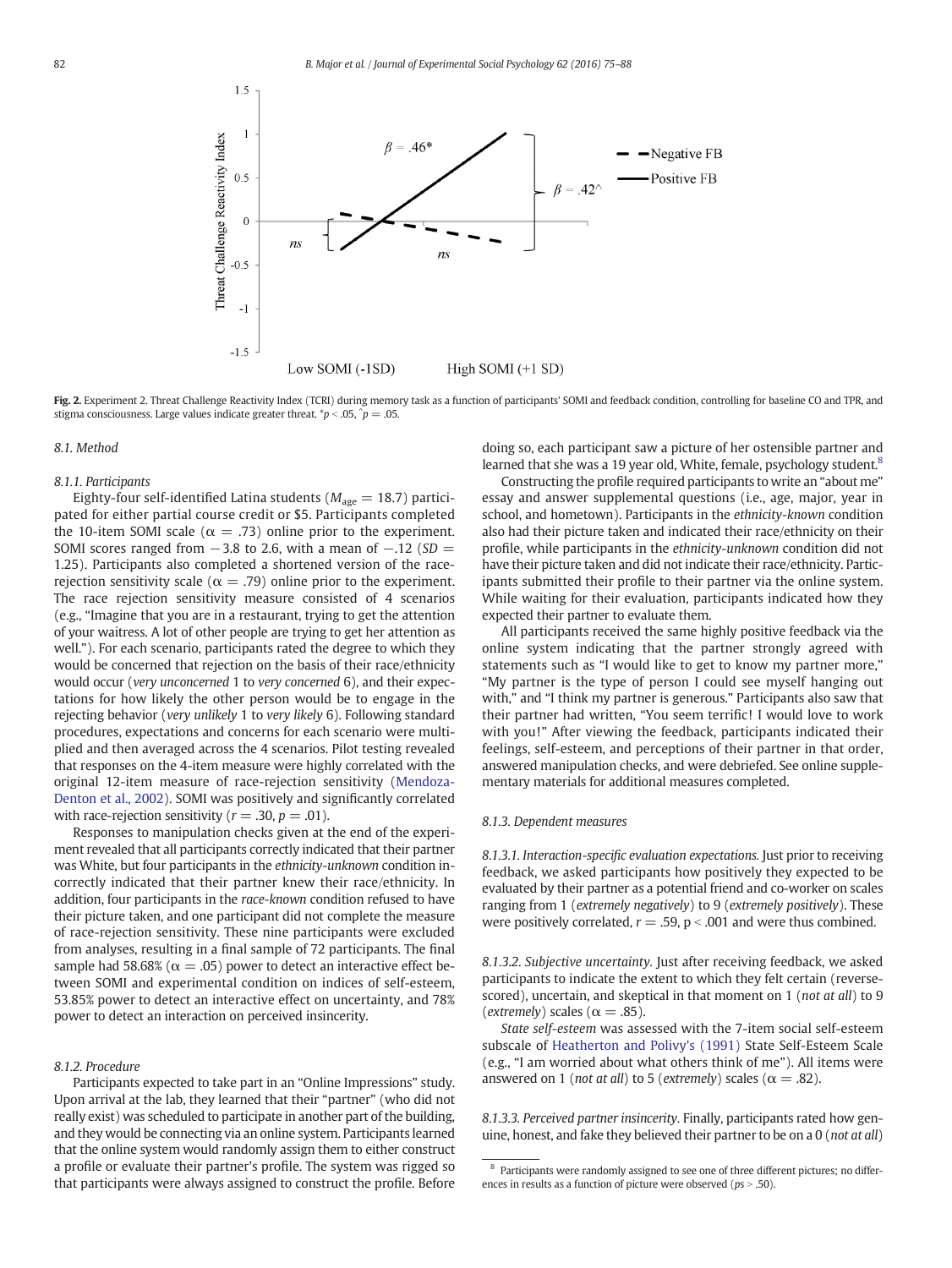1.5

1

0.5

0

-0.5

-1

-1.5

Threat Challenge Reactivity Index

$\beta$ = .46*

$\beta$ = .42^

ns

ns

Negative FB

Positive FB

Low SOMI (-1SD)

High SOMI (+1 SD)

**Fig. 2.** Experiment 2. Threat Challenge Reactivity Index (TCRI) during memory task as a function of participants' SOMI and feedback condition, controlling for baseline CO and TPR, and stigma consciousness. Large values indicate greater threat. $^{*}p < .05$, $^{\wedge}p = .05$.

### 8.1. Method

#### 8.1.1. Participants

Eighty-four self-identified Latina students ($M_{\text{age}} = 18.7$) participated for either partial course credit or \$5. Participants completed the 10-item SOMI scale ($\alpha = .73$) online prior to the experiment. SOMI scores ranged from $-3.8$ to 2.6, with a mean of $-.12$ ($SD = 1.25$). Participants also completed a shortened version of the race-rejection sensitivity scale ($\alpha = .79$) online prior to the experiment. The race rejection sensitivity measure consisted of 4 scenarios (e.g., "Imagine that you are in a restaurant, trying to get the attention of your waitress. A lot of other people are trying to get her attention as well."). For each scenario, participants rated the degree to which they would be concerned that rejection on the basis of their race/ethnicity would occur (*very unconcerned* 1 to *very concerned* 6), and their expectations for how likely the other person would be to engage in the rejecting behavior (*very unlikely* 1 to *very likely* 6). Following standard procedures, expectations and concerns for each scenario were multiplied and then averaged across the 4 scenarios. Pilot testing revealed that responses on the 4-item measure were highly correlated with the original 12-item measure of race-rejection sensitivity (Mendoza-Denton et al., 2002). SOMI was positively and significantly correlated with race-rejection sensitivity ($r = .30$, $p = .01$).

Responses to manipulation checks given at the end of the experiment revealed that all participants correctly indicated that their partner was White, but four participants in the *ethnicity-unknown* condition incorrectly indicated that their partner knew their race/ethnicity. In addition, four participants in the *race-known* condition refused to have their picture taken, and one participant did not complete the measure of race-rejection sensitivity. These nine participants were excluded from analyses, resulting in a final sample of 72 participants. The final sample had 58.68% ($\alpha = .05$) power to detect an interactive effect between SOMI and experimental condition on indices of self-esteem, 53.85% power to detect an interactive effect on uncertainty, and 78% power to detect an interaction on perceived insincerity.

#### 8.1.2. Procedure

Participants expected to take part in an "Online Impressions" study. Upon arrival at the lab, they learned that their "partner" (who did not really exist) was scheduled to participate in another part of the building, and they would be connecting via an online system. Participants learned that the online system would randomly assign them to either construct a profile or evaluate their partner's profile. The system was rigged so that participants were always assigned to construct the profile. Before doing so, each participant saw a picture of her ostensible partner and learned that she was a 19 year old, White, female, psychology student.[8]

Constructing the profile required participants to write an "about me" essay and answer supplemental questions (i.e., age, major, year in school, and hometown). Participants in the *ethnicity-known* condition also had their picture taken and indicated their race/ethnicity on their profile, while participants in the *ethnicity-unknown* condition did not have their picture taken and did not indicate their race/ethnicity. Participants submitted their profile to their partner via the online system. While waiting for their evaluation, participants indicated how they expected their partner to evaluate them.

All participants received the same highly positive feedback via the online system indicating that the partner strongly agreed with statements such as "I would like to get to know my partner more," "My partner is the type of person I could see myself hanging out with," and "I think my partner is generous." Participants also saw that their partner had written, "You seem terrific! I would love to work with you!" After viewing the feedback, participants indicated their feelings, self-esteem, and perceptions of their partner in that order, answered manipulation checks, and were debriefed. See online supplementary materials for additional measures completed.

#### 8.1.3. Dependent measures

*8.1.3.1. Interaction-specific evaluation expectations.* Just prior to receiving feedback, we asked participants how positively they expected to be evaluated by their partner as a potential friend and co-worker on scales ranging from 1 (*extremely negatively*) to 9 (*extremely positively*). These were positively correlated, $r = .59$, $p < .001$ and were thus combined.

*8.1.3.2. Subjective uncertainty.* Just after receiving feedback, we asked participants to indicate the extent to which they felt certain (reverse-scored), uncertain, and skeptical in that moment on 1 (*not at all*) to 9 (*extremely*) scales ($\alpha = .85$).

*State self-esteem* was assessed with the 7-item social self-esteem subscale of Heatherton and Polivy's (1991) State Self-Esteem Scale (e.g., "I am worried about what others think of me"). All items were answered on 1 (*not at all*) to 5 (*extremely*) scales ($\alpha = .82$).

*8.1.3.3. Perceived partner insincerity.* Finally, participants rated how genuine, honest, and fake they believed their partner to be on a 0 (*not at all*)

[8] Participants were randomly assigned to see one of three different pictures; no differences in results as a function of picture were observed ($ps > .50$).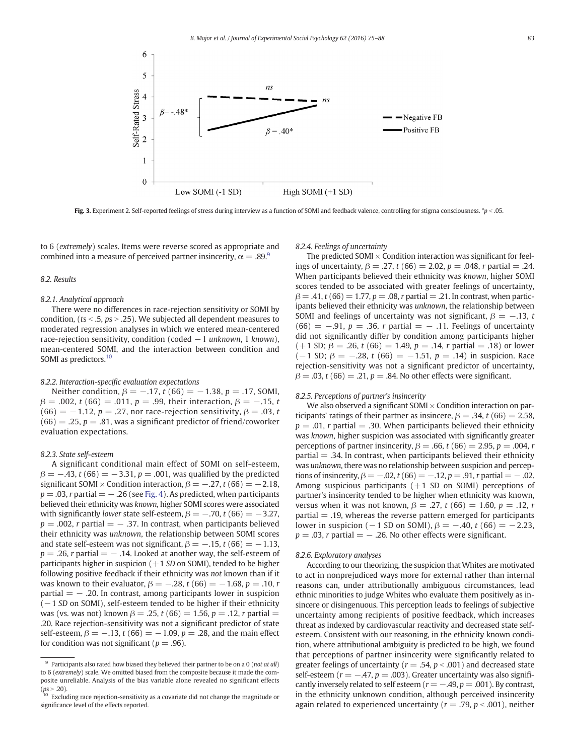6
5
4
3
2
1
0

Self-Rated Stress

$\beta = -.48$*

ns

ns

$\beta = .40$*

Low SOMI (-1 SD)

High SOMI (+1 SD)

Negative FB

Positive FB

**Fig. 3.** Experiment 2. Self-reported feelings of stress during interview as a function of SOMI and feedback valence, controlling for stigma consciousness. *$p < .05$.

to 6 (*extremely*) scales. Items were reverse scored as appropriate and combined into a measure of perceived partner insincerity, $\alpha = .89$.[9]

### 8.2. Results

#### 8.2.1. Analytical approach

There were no differences in race-rejection sensitivity or SOMI by condition, ($ts < .5$, $ps > .25$). We subjected all dependent measures to moderated regression analyses in which we entered mean-centered race-rejection sensitivity, condition (coded −1 *unknown*, 1 *known*), mean-centered SOMI, and the interaction between condition and SOMI as predictors.[10]

#### 8.2.2. Interaction-specific evaluation expectations

Neither condition, $\beta = -.17$, $t\ (66) = -1.38$, $p = .17$, SOMI, $\beta = .002$, $t\ (66) = .011$, $p = .99$, their interaction, $\beta = -.15$, $t\ (66) = -1.12$, $p = .27$, nor race-rejection sensitivity, $\beta = .03$, $t\ (66) = .25$, $p = .81$, was a significant predictor of friend/coworker evaluation expectations.

#### 8.2.3. State self-esteem

A significant conditional main effect of SOMI on self-esteem, $\beta = -.43$, $t\ (66) = -3.31$, $p = .001$, was qualified by the predicted significant SOMI × Condition interaction, $\beta = -.27$, $t\ (66) = -2.18$, $p = .03$, $r$ partial $= -.26$ (see Fig. 4). As predicted, when participants believed their ethnicity was *known*, higher SOMI scores were associated with significantly *lower* state self-esteem, $\beta = -.70$, $t\ (66) = -3.27$, $p = .002$, $r$ partial $= -.37$. In contrast, when participants believed their ethnicity was *unknown*, the relationship between SOMI scores and state self-esteem was not significant, $\beta = -.15$, $t\ (66) = -1.13$, $p = .26$, $r$ partial $= -.14$. Looked at another way, the self-esteem of participants higher in suspicion (+1 *SD* on SOMI), tended to be higher following positive feedback if their ethnicity was *not* known than if it was known to their evaluator, $\beta = -.28$, $t\ (66) = -1.68$, $p = .10$, $r$ partial $= -.20$. In contrast, among participants lower in suspicion (−1 *SD* on SOMI), self-esteem tended to be higher if their ethnicity was (vs. was not) known $\beta = .25$, $t\ (66) = 1.56$, $p = .12$, $r$ partial $= .20$. Race rejection-sensitivity was not a significant predictor of state self-esteem, $\beta = -.13$, $t\ (66) = -1.09$, $p = .28$, and the main effect for condition was not significant ($p = .96$).

#### 8.2.4. Feelings of uncertainty

The predicted SOMI × Condition interaction was significant for feelings of uncertainty, $\beta = .27$, $t\ (66) = 2.02$, $p = .048$, $r$ partial $= .24$. When participants believed their ethnicity was *known*, higher SOMI scores tended to be associated with greater feelings of uncertainty, $\beta = .41$, $t\ (66) = 1.77$, $p = .08$, $r$ partial $= .21$. In contrast, when participants believed their ethnicity was *unknown*, the relationship between SOMI and feelings of uncertainty was not significant, $\beta = -.13$, $t\ (66) = -.91$, $p = .36$, $r$ partial $= -.11$. Feelings of uncertainty did not significantly differ by condition among participants higher (+1 SD; $\beta = .26$, $t\ (66) = 1.49$, $p = .14$, $r$ partial $= .18$) or lower (−1 SD; $\beta = -.28$, $t\ (66) = -1.51$, $p = .14$) in suspicion. Race rejection-sensitivity was not a significant predictor of uncertainty, $\beta = .03$, $t\ (66) = .21$, $p = .84$. No other effects were significant.

#### 8.2.5. Perceptions of partner's insincerity

We also observed a significant SOMI × Condition interaction on participants' ratings of their partner as insincere, $\beta = .34$, $t\ (66) = 2.58$, $p = .01$, $r$ partial $= .30$. When participants believed their ethnicity was *known*, higher suspicion was associated with significantly greater perceptions of partner insincerity, $\beta = .66$, $t\ (66) = 2.95$, $p = .004$, $r$ partial $= .34$. In contrast, when participants believed their ethnicity was *unknown*, there was no relationship between suspicion and perceptions of insincerity, $\beta = -.02$, $t\ (66) = -.12$, $p = .91$, $r$ partial $= -.02$. Among suspicious participants (+1 SD on SOMI) perceptions of partner's insincerity tended to be higher when ethnicity was known, versus when it was not known, $\beta = .27$, $t\ (66) = 1.60$, $p = .12$, $r$ partial $= .19$, whereas the reverse pattern emerged for participants lower in suspicion (−1 SD on SOMI), $\beta = -.40$, $t\ (66) = -2.23$, $p = .03$, $r$ partial $= -.26$. No other effects were significant.

#### 8.2.6. Exploratory analyses

According to our theorizing, the suspicion that Whites are motivated to act in nonprejudiced ways more for external rather than internal reasons can, under attributionally ambiguous circumstances, lead ethnic minorities to judge Whites who evaluate them positively as insincere or disingenuous. This perception leads to feelings of subjective uncertainty among recipients of positive feedback, which increases threat as indexed by cardiovascular reactivity and decreased state self-esteem. Consistent with our reasoning, in the ethnicity known condition, where attributional ambiguity is predicted to be high, we found that perceptions of partner insincerity were significantly related to greater feelings of uncertainty ($r = .54$, $p < .001$) and decreased state self-esteem ($r = -.47$, $p = .003$). Greater uncertainty was also significantly inversely related to self esteem ($r = -.49$, $p = .001$). By contrast, in the ethnicity unknown condition, although perceived insincerity again related to experienced uncertainty ($r = .79$, $p < .001$), neither

[9] Participants also rated how biased they believed their partner to be on a 0 (*not at all*) to 6 (*extremely*) scale. We omitted biased from the composite because it made the composite unreliable. Analysis of the bias variable alone revealed no significant effects ($ps > .20$).

[10] Excluding race rejection-sensitivity as a covariate did not change the magnitude or significance level of the effects reported.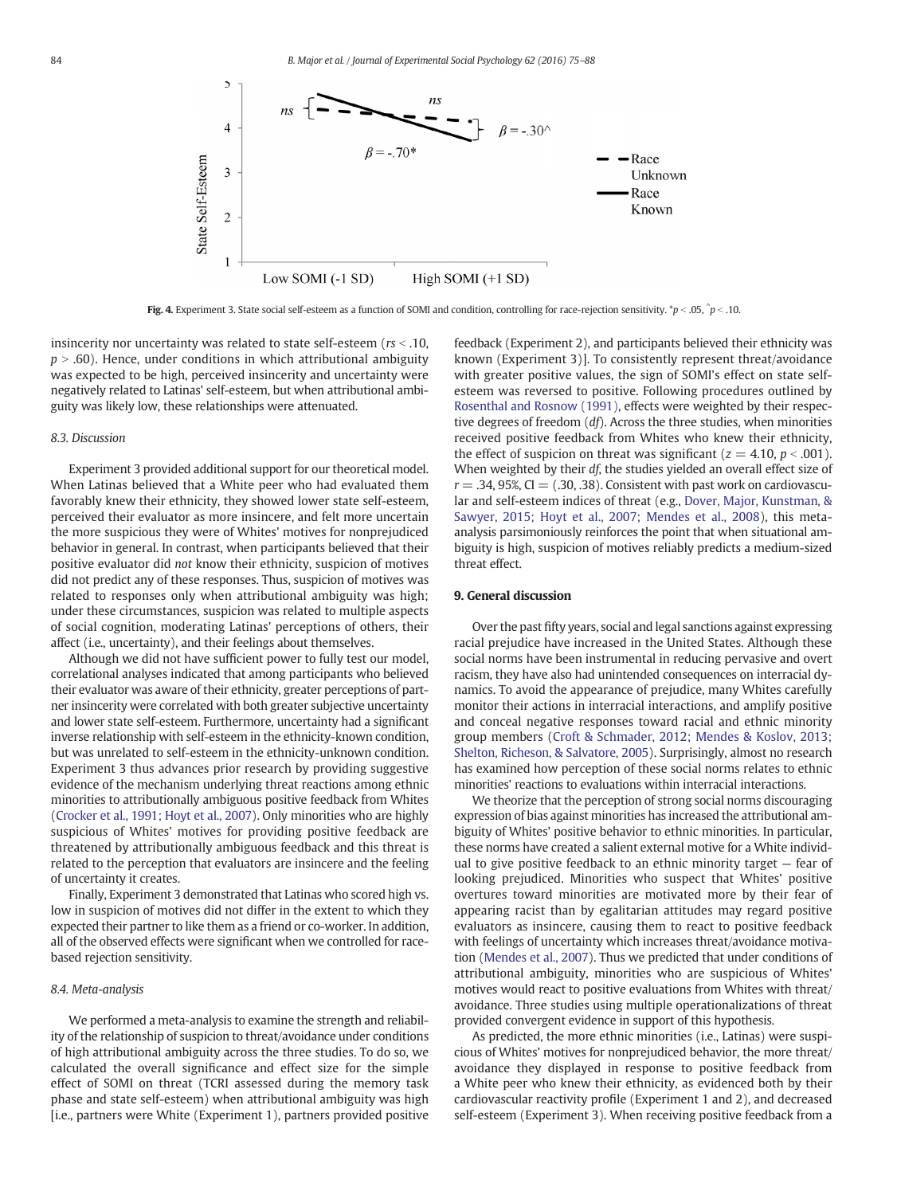5

4

3

2

1

State Self-Esteem

ns

ns

$\beta = -.70$*

$\beta = -.30$^

Low SOMI (-1 SD)

High SOMI (+1 SD)

Race Unknown

Race Known

**Fig. 4.** Experiment 3. State social self-esteem as a function of SOMI and condition, controlling for race-rejection sensitivity. *$p < .05$, ^$p < .10$.

insincerity nor uncertainty was related to state self-esteem ($rs < .10$, $p > .60$). Hence, under conditions in which attributional ambiguity was expected to be high, perceived insincerity and uncertainty were negatively related to Latinas' self-esteem, but when attributional ambiguity was likely low, these relationships were attenuated.

### 8.3. Discussion

Experiment 3 provided additional support for our theoretical model. When Latinas believed that a White peer who had evaluated them favorably knew their ethnicity, they showed lower state self-esteem, perceived their evaluator as more insincere, and felt more uncertain the more suspicious they were of Whites' motives for nonprejudiced behavior in general. In contrast, when participants believed that their positive evaluator did *not* know their ethnicity, suspicion of motives did not predict any of these responses. Thus, suspicion of motives was related to responses only when attributional ambiguity was high; under these circumstances, suspicion was related to multiple aspects of social cognition, moderating Latinas' perceptions of others, their affect (i.e., uncertainty), and their feelings about themselves.

Although we did not have sufficient power to fully test our model, correlational analyses indicated that among participants who believed their evaluator was aware of their ethnicity, greater perceptions of partner insincerity were correlated with both greater subjective uncertainty and lower state self-esteem. Furthermore, uncertainty had a significant inverse relationship with self-esteem in the ethnicity-known condition, but was unrelated to self-esteem in the ethnicity-unknown condition. Experiment 3 thus advances prior research by providing suggestive evidence of the mechanism underlying threat reactions among ethnic minorities to attributionally ambiguous positive feedback from Whites (Crocker et al., 1991; Hoyt et al., 2007). Only minorities who are highly suspicious of Whites' motives for providing positive feedback are threatened by attributionally ambiguous feedback and this threat is related to the perception that evaluators are insincere and the feeling of uncertainty it creates.

Finally, Experiment 3 demonstrated that Latinas who scored high vs. low in suspicion of motives did not differ in the extent to which they expected their partner to like them as a friend or co-worker. In addition, all of the observed effects were significant when we controlled for race-based rejection sensitivity.

### 8.4. Meta-analysis

We performed a meta-analysis to examine the strength and reliability of the relationship of suspicion to threat/avoidance under conditions of high attributional ambiguity across the three studies. To do so, we calculated the overall significance and effect size for the simple effect of SOMI on threat (TCRI assessed during the memory task phase and state self-esteem) when attributional ambiguity was high [i.e., partners were White (Experiment 1), partners provided positive feedback (Experiment 2), and participants believed their ethnicity was known (Experiment 3)]. To consistently represent threat/avoidance with greater positive values, the sign of SOMI's effect on state self-esteem was reversed to positive. Following procedures outlined by Rosenthal and Rosnow (1991), effects were weighted by their respective degrees of freedom (*df*). Across the three studies, when minorities received positive feedback from Whites who knew their ethnicity, the effect of suspicion on threat was significant ($z = 4.10$, $p < .001$). When weighted by their *df*, the studies yielded an overall effect size of $r = .34$, 95%, CI = (.30, .38). Consistent with past work on cardiovascular and self-esteem indices of threat (e.g., Dover, Major, Kunstman, & Sawyer, 2015; Hoyt et al., 2007; Mendes et al., 2008), this meta-analysis parsimoniously reinforces the point that when situational ambiguity is high, suspicion of motives reliably predicts a medium-sized threat effect.

## 9. General discussion

Over the past fifty years, social and legal sanctions against expressing racial prejudice have increased in the United States. Although these social norms have been instrumental in reducing pervasive and overt racism, they have also had unintended consequences on interracial dynamics. To avoid the appearance of prejudice, many Whites carefully monitor their actions in interracial interactions, and amplify positive and conceal negative responses toward racial and ethnic minority group members (Croft & Schmader, 2012; Mendes & Koslov, 2013; Shelton, Richeson, & Salvatore, 2005). Surprisingly, almost no research has examined how perception of these social norms relates to ethnic minorities' reactions to evaluations within interracial interactions.

We theorize that the perception of strong social norms discouraging expression of bias against minorities has increased the attributional ambiguity of Whites' positive behavior to ethnic minorities. In particular, these norms have created a salient external motive for a White individual to give positive feedback to an ethnic minority target — fear of looking prejudiced. Minorities who suspect that Whites' positive overtures toward minorities are motivated more by their fear of appearing racist than by egalitarian attitudes may regard positive evaluators as insincere, causing them to react to positive feedback with feelings of uncertainty which increases threat/avoidance motivation (Mendes et al., 2007). Thus we predicted that under conditions of attributional ambiguity, minorities who are suspicious of Whites' motives would react to positive evaluations from Whites with threat/avoidance. Three studies using multiple operationalizations of threat provided convergent evidence in support of this hypothesis.

As predicted, the more ethnic minorities (i.e., Latinas) were suspicious of Whites' motives for nonprejudiced behavior, the more threat/avoidance they displayed in response to positive feedback from a White peer who knew their ethnicity, as evidenced both by their cardiovascular reactivity profile (Experiment 1 and 2), and decreased self-esteem (Experiment 3). When receiving positive feedback from a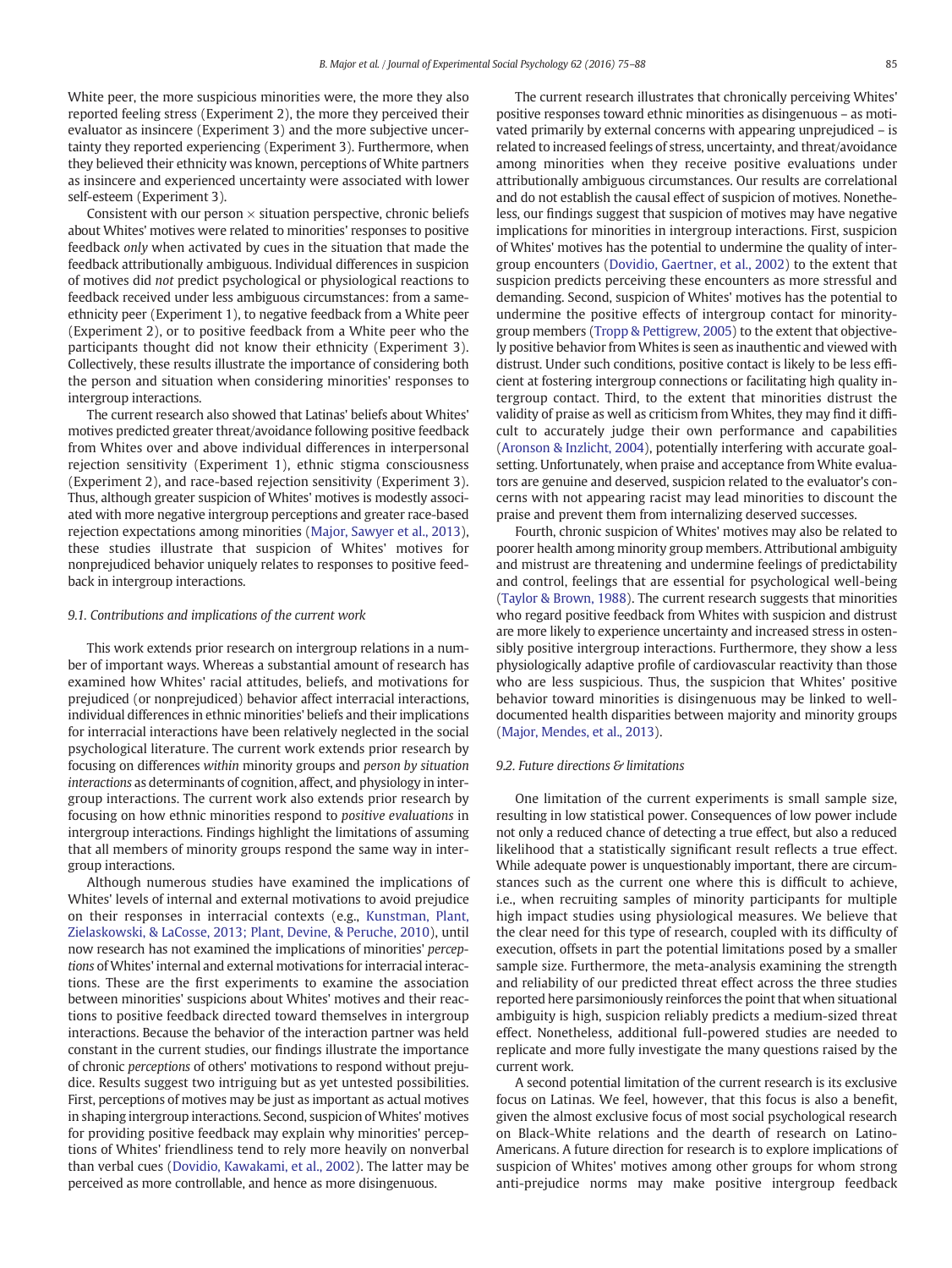White peer, the more suspicious minorities were, the more they also reported feeling stress (Experiment 2), the more they perceived their evaluator as insincere (Experiment 3) and the more subjective uncertainty they reported experiencing (Experiment 3). Furthermore, when they believed their ethnicity was known, perceptions of White partners as insincere and experienced uncertainty were associated with lower self-esteem (Experiment 3).

Consistent with our person $\times$ situation perspective, chronic beliefs about Whites' motives were related to minorities' responses to positive feedback *only* when activated by cues in the situation that made the feedback attributionally ambiguous. Individual differences in suspicion of motives did *not* predict psychological or physiological reactions to feedback received under less ambiguous circumstances: from a same-ethnicity peer (Experiment 1), to negative feedback from a White peer (Experiment 2), or to positive feedback from a White peer who the participants thought did not know their ethnicity (Experiment 3). Collectively, these results illustrate the importance of considering both the person and situation when considering minorities' responses to intergroup interactions.

The current research also showed that Latinas' beliefs about Whites' motives predicted greater threat/avoidance following positive feedback from Whites over and above individual differences in interpersonal rejection sensitivity (Experiment 1), ethnic stigma consciousness (Experiment 2), and race-based rejection sensitivity (Experiment 3). Thus, although greater suspicion of Whites' motives is modestly associated with more negative intergroup perceptions and greater race-based rejection expectations among minorities (Major, Sawyer et al., 2013), these studies illustrate that suspicion of Whites' motives for nonprejudiced behavior uniquely relates to responses to positive feedback in intergroup interactions.

### 9.1. Contributions and implications of the current work

This work extends prior research on intergroup relations in a number of important ways. Whereas a substantial amount of research has examined how Whites' racial attitudes, beliefs, and motivations for prejudiced (or nonprejudiced) behavior affect interracial interactions, individual differences in ethnic minorities' beliefs and their implications for interracial interactions have been relatively neglected in the social psychological literature. The current work extends prior research by focusing on differences *within* minority groups and *person by situation interactions* as determinants of cognition, affect, and physiology in intergroup interactions. The current work also extends prior research by focusing on how ethnic minorities respond to *positive evaluations* in intergroup interactions. Findings highlight the limitations of assuming that all members of minority groups respond the same way in intergroup interactions.

Although numerous studies have examined the implications of Whites' levels of internal and external motivations to avoid prejudice on their responses in interracial contexts (e.g., Kunstman, Plant, Zielaskowski, & LaCosse, 2013; Plant, Devine, & Peruche, 2010), until now research has not examined the implications of minorities' *perceptions* of Whites' internal and external motivations for interracial interactions. These are the first experiments to examine the association between minorities' suspicions about Whites' motives and their reactions to positive feedback directed toward themselves in intergroup interactions. Because the behavior of the interaction partner was held constant in the current studies, our findings illustrate the importance of chronic *perceptions* of others' motivations to respond without prejudice. Results suggest two intriguing but as yet untested possibilities. First, perceptions of motives may be just as important as actual motives in shaping intergroup interactions. Second, suspicion of Whites' motives for providing positive feedback may explain why minorities' perceptions of Whites' friendliness tend to rely more heavily on nonverbal than verbal cues (Dovidio, Kawakami, et al., 2002). The latter may be perceived as more controllable, and hence as more disingenuous.

The current research illustrates that chronically perceiving Whites' positive responses toward ethnic minorities as disingenuous – as motivated primarily by external concerns with appearing unprejudiced – is related to increased feelings of stress, uncertainty, and threat/avoidance among minorities when they receive positive evaluations under attributionally ambiguous circumstances. Our results are correlational and do not establish the causal effect of suspicion of motives. Nonetheless, our findings suggest that suspicion of motives may have negative implications for minorities in intergroup interactions. First, suspicion of Whites' motives has the potential to undermine the quality of intergroup encounters (Dovidio, Gaertner, et al., 2002) to the extent that suspicion predicts perceiving these encounters as more stressful and demanding. Second, suspicion of Whites' motives has the potential to undermine the positive effects of intergroup contact for minority-group members (Tropp & Pettigrew, 2005) to the extent that objectively positive behavior from Whites is seen as inauthentic and viewed with distrust. Under such conditions, positive contact is likely to be less efficient at fostering intergroup connections or facilitating high quality intergroup contact. Third, to the extent that minorities distrust the validity of praise as well as criticism from Whites, they may find it difficult to accurately judge their own performance and capabilities (Aronson & Inzlicht, 2004), potentially interfering with accurate goal-setting. Unfortunately, when praise and acceptance from White evaluators are genuine and deserved, suspicion related to the evaluator's concerns with not appearing racist may lead minorities to discount the praise and prevent them from internalizing deserved successes.

Fourth, chronic suspicion of Whites' motives may also be related to poorer health among minority group members. Attributional ambiguity and mistrust are threatening and undermine feelings of predictability and control, feelings that are essential for psychological well-being (Taylor & Brown, 1988). The current research suggests that minorities who regard positive feedback from Whites with suspicion and distrust are more likely to experience uncertainty and increased stress in ostensibly positive intergroup interactions. Furthermore, they show a less physiologically adaptive profile of cardiovascular reactivity than those who are less suspicious. Thus, the suspicion that Whites' positive behavior toward minorities is disingenuous may be linked to well-documented health disparities between majority and minority groups (Major, Mendes, et al., 2013).

### 9.2. Future directions & limitations

One limitation of the current experiments is small sample size, resulting in low statistical power. Consequences of low power include not only a reduced chance of detecting a true effect, but also a reduced likelihood that a statistically significant result reflects a true effect. While adequate power is unquestionably important, there are circumstances such as the current one where this is difficult to achieve, i.e., when recruiting samples of minority participants for multiple high impact studies using physiological measures. We believe that the clear need for this type of research, coupled with its difficulty of execution, offsets in part the potential limitations posed by a smaller sample size. Furthermore, the meta-analysis examining the strength and reliability of our predicted threat effect across the three studies reported here parsimoniously reinforces the point that when situational ambiguity is high, suspicion reliably predicts a medium-sized threat effect. Nonetheless, additional full-powered studies are needed to replicate and more fully investigate the many questions raised by the current work.

A second potential limitation of the current research is its exclusive focus on Latinas. We feel, however, that this focus is also a benefit, given the almost exclusive focus of most social psychological research on Black-White relations and the dearth of research on Latino-Americans. A future direction for research is to explore implications of suspicion of Whites' motives among other groups for whom strong anti-prejudice norms may make positive intergroup feedback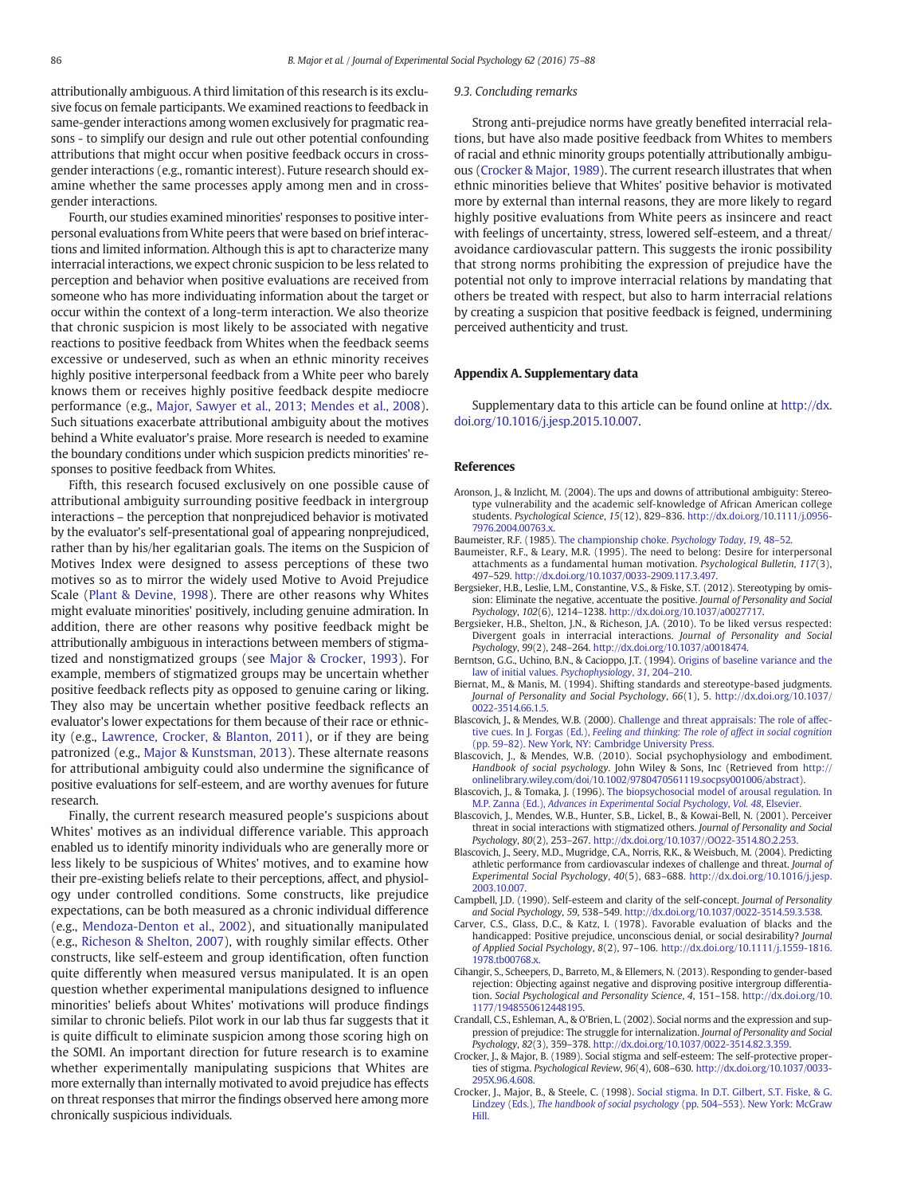attributionally ambiguous. A third limitation of this research is its exclusive focus on female participants. We examined reactions to feedback in same-gender interactions among women exclusively for pragmatic reasons - to simplify our design and rule out other potential confounding attributions that might occur when positive feedback occurs in cross-gender interactions (e.g., romantic interest). Future research should examine whether the same processes apply among men and in cross-gender interactions.

Fourth, our studies examined minorities' responses to positive interpersonal evaluations from White peers that were based on brief interactions and limited information. Although this is apt to characterize many interracial interactions, we expect chronic suspicion to be less related to perception and behavior when positive evaluations are received from someone who has more individuating information about the target or occur within the context of a long-term interaction. We also theorize that chronic suspicion is most likely to be associated with negative reactions to positive feedback from Whites when the feedback seems excessive or undeserved, such as when an ethnic minority receives highly positive interpersonal feedback from a White peer who barely knows them or receives highly positive feedback despite mediocre performance (e.g., Major, Sawyer et al., 2013; Mendes et al., 2008). Such situations exacerbate attributional ambiguity about the motives behind a White evaluator's praise. More research is needed to examine the boundary conditions under which suspicion predicts minorities' responses to positive feedback from Whites.

Fifth, this research focused exclusively on one possible cause of attributional ambiguity surrounding positive feedback in intergroup interactions – the perception that nonprejudiced behavior is motivated by the evaluator's self-presentational goal of appearing nonprejudiced, rather than by his/her egalitarian goals. The items on the Suspicion of Motives Index were designed to assess perceptions of these two motives so as to mirror the widely used Motive to Avoid Prejudice Scale (Plant & Devine, 1998). There are other reasons why Whites might evaluate minorities' positively, including genuine admiration. In addition, there are other reasons why positive feedback might be attributionally ambiguous in interactions between members of stigmatized and nonstigmatized groups (see Major & Crocker, 1993). For example, members of stigmatized groups may be uncertain whether positive feedback reflects pity as opposed to genuine caring or liking. They also may be uncertain whether positive feedback reflects an evaluator's lower expectations for them because of their race or ethnicity (e.g., Lawrence, Crocker, & Blanton, 2011), or if they are being patronized (e.g., Major & Kunstsman, 2013). These alternate reasons for attributional ambiguity could also undermine the significance of positive evaluations for self-esteem, and are worthy avenues for future research.

Finally, the current research measured people's suspicions about Whites' motives as an individual difference variable. This approach enabled us to identify minority individuals who are generally more or less likely to be suspicious of Whites' motives, and to examine how their pre-existing beliefs relate to their perceptions, affect, and physiology under controlled conditions. Some constructs, like prejudice expectations, can be both measured as a chronic individual difference (e.g., Mendoza-Denton et al., 2002), and situationally manipulated (e.g., Richeson & Shelton, 2007), with roughly similar effects. Other constructs, like self-esteem and group identification, often function quite differently when measured versus manipulated. It is an open question whether experimental manipulations designed to influence minorities' beliefs about Whites' motivations will produce findings similar to chronic beliefs. Pilot work in our lab thus far suggests that it is quite difficult to eliminate suspicion among those scoring high on the SOMI. An important direction for future research is to examine whether experimentally manipulating suspicions that Whites are more externally than internally motivated to avoid prejudice has effects on threat responses that mirror the findings observed here among more chronically suspicious individuals.

### 9.3. Concluding remarks

Strong anti-prejudice norms have greatly benefited interracial relations, but have also made positive feedback from Whites to members of racial and ethnic minority groups potentially attributionally ambiguous (Crocker & Major, 1989). The current research illustrates that when ethnic minorities believe that Whites' positive behavior is motivated more by external than internal reasons, they are more likely to regard highly positive evaluations from White peers as insincere and react with feelings of uncertainty, stress, lowered self-esteem, and a threat/avoidance cardiovascular pattern. This suggests the ironic possibility that strong norms prohibiting the expression of prejudice have the potential not only to improve interracial relations by mandating that others be treated with respect, but also to harm interracial relations by creating a suspicion that positive feedback is feigned, undermining perceived authenticity and trust.

## Appendix A. Supplementary data

Supplementary data to this article can be found online at http://dx.doi.org/10.1016/j.jesp.2015.10.007.

## References

Aronson, J., & Inzlicht, M. (2004). The ups and downs of attributional ambiguity: Stereotype vulnerability and the academic self-knowledge of African American college students. *Psychological Science*, *15*(12), 829–836. http://dx.doi.org/10.1111/j.0956-7976.2004.00763.x.

Baumeister, R.F. (1985). The championship choke. *Psychology Today*, *19*, 48–52.

Baumeister, R.F., & Leary, M.R. (1995). The need to belong: Desire for interpersonal attachments as a fundamental human motivation. *Psychological Bulletin*, *117*(3), 497–529. http://dx.doi.org/10.1037/0033-2909.117.3.497.

Bergsieker, H.B., Leslie, L.M., Constantine, V.S., & Fiske, S.T. (2012). Stereotyping by omission: Eliminate the negative, accentuate the positive. *Journal of Personality and Social Psychology*, *102*(6), 1214–1238. http://dx.doi.org/10.1037/a0027717.

Bergsieker, H.B., Shelton, J.N., & Richeson, J.A. (2010). To be liked versus respected: Divergent goals in interracial interactions. *Journal of Personality and Social Psychology*, *99*(2), 248–264. http://dx.doi.org/10.1037/a0018474.

Berntson, G.G., Uchino, B.N., & Cacioppo, J.T. (1994). Origins of baseline variance and the law of initial values. *Psychophysiology*, *31*, 204–210.

Biernat, M., & Manis, M. (1994). Shifting standards and stereotype-based judgments. *Journal of Personality and Social Psychology*, *66*(1), 5. http://dx.doi.org/10.1037/0022-3514.66.1.5.

Blascovich, J., & Mendes, W.B. (2000). Challenge and threat appraisals: The role of affective cues. In J. Forgas (Ed.), *Feeling and thinking: The role of affect in social cognition* (pp. 59–82). New York, NY: Cambridge University Press.

Blascovich, J., & Mendes, W.B. (2010). Social psychophysiology and embodiment. *Handbook of social psychology*. John Wiley & Sons, Inc (Retrieved from http://onlinelibrary.wiley.com/doi/10.1002/9780470561119.socpsy001006/abstract).

Blascovich, J., & Tomaka, J. (1996). The biopsychosocial model of arousal regulation. In M.P. Zanna (Ed.), *Advances in Experimental Social Psychology*, *Vol. 48*, Elsevier.

Blascovich, J., Mendes, W.B., Hunter, S.B., Lickel, B., & Kowai-Bell, N. (2001). Perceiver threat in social interactions with stigmatized others. *Journal of Personality and Social Psychology*, *80*(2), 253–267. http://dx.doi.org/10.1037//OO22-3514.8O.2.253.

Blascovich, J., Seery, M.D., Mugridge, C.A., Norris, R.K., & Weisbuch, M. (2004). Predicting athletic performance from cardiovascular indexes of challenge and threat. *Journal of Experimental Social Psychology*, *40*(5), 683–688. http://dx.doi.org/10.1016/j.jesp.2003.10.007.

Campbell, J.D. (1990). Self-esteem and clarity of the self-concept. *Journal of Personality and Social Psychology*, *59*, 538–549. http://dx.doi.org/10.1037/0022-3514.59.3.538.

Carver, C.S., Glass, D.C., & Katz, I. (1978). Favorable evaluation of blacks and the handicapped: Positive prejudice, unconscious denial, or social desirability? *Journal of Applied Social Psychology*, *8*(2), 97–106. http://dx.doi.org/10.1111/j.1559-1816.1978.tb00768.x.

Cihangir, S., Scheepers, D., Barreto, M., & Ellemers, N. (2013). Responding to gender-based rejection: Objecting against negative and disproving positive intergroup differentiation. *Social Psychological and Personality Science*, *4*, 151–158. http://dx.doi.org/10.1177/1948550612448195.

Crandall, C.S., Eshleman, A., & O'Brien, L. (2002). Social norms and the expression and suppression of prejudice: The struggle for internalization. *Journal of Personality and Social Psychology*, *82*(3), 359–378. http://dx.doi.org/10.1037/0022-3514.82.3.359.

Crocker, J., & Major, B. (1989). Social stigma and self-esteem: The self-protective properties of stigma. *Psychological Review*, *96*(4), 608–630. http://dx.doi.org/10.1037/0033-295X.96.4.608.

Crocker, J., Major, B., & Steele, C. (1998). Social stigma. In D.T. Gilbert, S.T. Fiske, & G. Lindzey (Eds.), *The handbook of social psychology* (pp. 504–553). New York: McGraw Hill.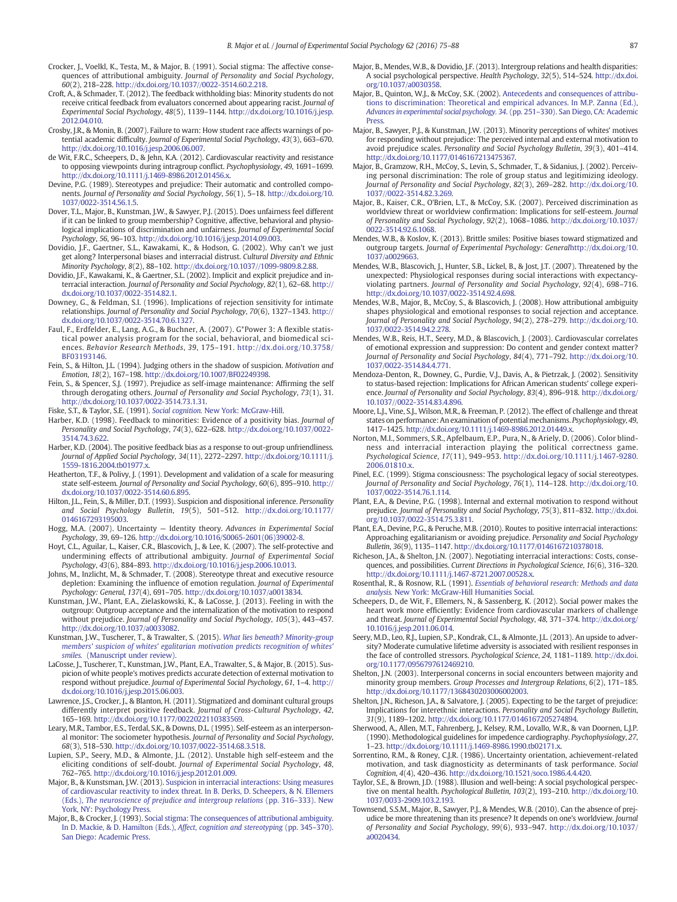Crocker, J., Voelkl, K., Testa, M., & Major, B. (1991). Social stigma: The affective consequences of attributional ambiguity. *Journal of Personality and Social Psychology*, *60*(2), 218–228. http://dx.doi.org/10.1037//0022-3514.60.2.218.

Croft, A., & Schmader, T. (2012). The feedback withholding bias: Minority students do not receive critical feedback from evaluators concerned about appearing racist. *Journal of Experimental Social Psychology*, *48*(5), 1139–1144. http://dx.doi.org/10.1016/j.jesp.2012.04.010.

Crosby, J.R., & Monin, B. (2007). Failure to warn: How student race affects warnings of potential academic difficulty. *Journal of Experimental Social Psychology*, *43*(3), 663–670. http://dx.doi.org/10.1016/j.jesp.2006.06.007.

de Wit, F.R.C., Scheepers, D., & Jehn, K.A. (2012). Cardiovascular reactivity and resistance to opposing viewpoints during intragroup conflict. *Psychophysiology*, *49*, 1691–1699. http://dx.doi.org/10.1111/j.1469-8986.2012.01456.x.

Devine, P.G. (1989). Stereotypes and prejudice: Their automatic and controlled components. *Journal of Personality and Social Psychology*, *56*(1), 5–18. http://dx.doi.org/10.1037/0022-3514.56.1.5.

Dover, T.L., Major, B., Kunstman, J.W., & Sawyer, P.J. (2015). Does unfairness feel different if it can be linked to group membership? Cognitive, affective, behavioral and physiological implications of discrimination and unfairness. *Journal of Experimental Social Psychology*, *56*, 96–103. http://dx.doi.org/10.1016/j.jesp.2014.09.003.

Dovidio, J.F., Gaertner, S.L., Kawakami, K., & Hodson, G. (2002). Why can't we just get along? Interpersonal biases and interracial distrust. *Cultural Diversity and Ethnic Minority Psychology*, *8*(2), 88–102. http://dx.doi.org/10.1037//1099-9809.8.2.88.

Dovidio, J.F., Kawakami, K., & Gaertner, S.L. (2002). Implicit and explicit prejudice and interracial interaction. *Journal of Personality and Social Psychology*, *82*(1), 62–68. http://dx.doi.org/10.1037/0022-3514.82.1.

Downey, G., & Feldman, S.I. (1996). Implications of rejection sensitivity for intimate relationships. *Journal of Personality and Social Psychology*, *70*(6), 1327–1343. http://dx.doi.org/10.1037/0022-3514.70.6.1327.

Faul, F., Erdfelder, E., Lang, A.G., & Buchner, A. (2007). G*Power 3: A flexible statistical power analysis program for the social, behavioral, and biomedical sciences. *Behavior Research Methods*, *39*, 175–191. http://dx.doi.org/10.3758/BF03193146.

Fein, S., & Hilton, J.L. (1994). Judging others in the shadow of suspicion. *Motivation and Emotion*, *18*(2), 167–198. http://dx.doi.org/10.1007/BF02249398.

Fein, S., & Spencer, S.J. (1997). Prejudice as self-image maintenance: Affirming the self through derogating others. *Journal of Personality and Social Psychology*, *73*(1), 31. http://dx.doi.org/10.1037/0022-3514.73.1.31.

Fiske, S.T., & Taylor, S.E. (1991). *Social cognition*. New York: McGraw-Hill.

Harber, K.D. (1998). Feedback to minorities: Evidence of a positivity bias. *Journal of Personality and Social Psychology*, *74*(3), 622–628. http://dx.doi.org/10.1037/0022-3514.74.3.622.

Harber, K.D. (2004). The positive feedback bias as a response to out-group unfriendliness. *Journal of Applied Social Psychology*, *34*(11), 2272–2297. http://dx.doi.org/10.1111/j.1559-1816.2004.tb01977.x.

Heatherton, T.F., & Polivy, J. (1991). Development and validation of a scale for measuring state self-esteem. *Journal of Personality and Social Psychology*, *60*(6), 895–910. http://dx.doi.org/10.1037/0022-3514.60.6.895.

Hilton, J.L., Fein, S., & Miller, D.T. (1993). Suspicion and dispositional inference. *Personality and Social Psychology Bulletin*, *19*(5), 501–512. http://dx.doi.org/10.1177/0146167293195003.

Hogg, M.A. (2007). Uncertainty — Identity theory. *Advances in Experimental Social Psychology*, *39*, 69–126. http://dx.doi.org/10.1016/S0065-2601(06)39002-8.

Hoyt, C.L., Aguilar, L., Kaiser, C.R., Blascovich, J., & Lee, K. (2007). The self-protective and undermining effects of attributional ambiguity. *Journal of Experimental Social Psychology*, *43*(6), 884–893. http://dx.doi.org/10.1016/j.jesp.2006.10.013.

Johns, M., Inzlicht, M., & Schmader, T. (2008). Stereotype threat and executive resource depletion: Examining the influence of emotion regulation. *Journal of Experimental Psychology: General*, *137*(4), 691–705. http://dx.doi.org/10.1037/a0013834.

Kunstman, J.W., Plant, E.A., Zielaskowski, K., & LaCosse, J. (2013). Feeling in with the outgroup: Outgroup acceptance and the internalization of the motivation to respond without prejudice. *Journal of Personality and Social Psychology*, *105*(3), 443–457. http://dx.doi.org/10.1037/a0033082.

Kunstman, J.W., Tuscherer, T., & Trawalter, S. (2015). *What lies beneath? Minority-group members' suspicion of whites' egalitarian motivation predicts recognition of whites' smiles*. (Manuscript under review).

LaCosse, J., Tuscherer, T., Kunstman, J.W., Plant, E.A., Trawalter, S., & Major, B. (2015). Suspicion of white people's motives predicts accurate detection of external motivation to respond without prejudice. *Journal of Experimental Social Psychology*, *61*, 1–4. http://dx.doi.org/10.1016/j.jesp.2015.06.003.

Lawrence, J.S., Crocker, J., & Blanton, H. (2011). Stigmatized and dominant cultural groups differently interpret positive feedback. *Journal of Cross-Cultural Psychology*, *42*, 165–169. http://dx.doi.org/10.1177/0022022110383569.

Leary, M.R., Tambor, E.S., Terdal, S.K., & Downs, D.L. (1995). Self-esteem as an interpersonal monitor: The sociometer hypothesis. *Journal of Personality and Social Psychology*, *68*(3), 518–530. http://dx.doi.org/10.1037/0022-3514.68.3.518.

Lupien, S.P., Seery, M.D., & Almonte, J.L. (2012). Unstable high self-esteem and the eliciting conditions of self-doubt. *Journal of Experimental Social Psychology*, *48*, 762–765. http://dx.doi.org/10.1016/j.jesp.2012.01.009.

Major, B., & Kunstsman, J.W. (2013). Suspicion in interracial interactions: Using measures of cardiovascular reactivity to index threat. In B. Derks, D. Scheepers, & N. Ellemers (Eds.), *The neuroscience of prejudice and intergroup relations* (pp. 316–333). New York, NY: Psychology Press.

Major, B., & Crocker, J. (1993). Social stigma: The consequences of attributional ambiguity. In D. Mackie, & D. Hamilton (Eds.), *Affect, cognition and stereotyping* (pp. 345–370). San Diego: Academic Press.

Major, B., Mendes, W.B., & Dovidio, J.F. (2013). Intergroup relations and health disparities: A social psychological perspective. *Health Psychology*, *32*(5), 514–524. http://dx.doi.org/10.1037/a0030358.

Major, B., Quinton, W.J., & McCoy, S.K. (2002). Antecedents and consequences of attributions to discrimination: Theoretical and empirical advances. In M.P. Zanna (Ed.), *Advances in experimental social psychology*. *34*. (pp. 251–330). San Diego, CA: Academic Press.

Major, B., Sawyer, P.J., & Kunstman, J.W. (2013). Minority perceptions of whites' motives for responding without prejudice: The perceived internal and external motivation to avoid prejudice scales. *Personality and Social Psychology Bulletin*, *39*(3), 401–414. http://dx.doi.org/10.1177/0146167213475367.

Major, B., Gramzow, R.H., McCoy, S., Levin, S., Schmader, T., & Sidanius, J. (2002). Perceiving personal discrimination: The role of group status and legitimizing ideology. *Journal of Personality and Social Psychology*, *82*(3), 269–282. http://dx.doi.org/10.1037//0022-3514.82.3.269.

Major, B., Kaiser, C.R., O'Brien, L.T., & McCoy, S.K. (2007). Perceived discrimination as worldview threat or worldview confirmation: Implications for self-esteem. *Journal of Personality and Social Psychology*, *92*(2), 1068–1086. http://dx.doi.org/10.1037/0022-3514.92.6.1068.

Mendes, W.B., & Koslov, K. (2013). Brittle smiles: Positive biases toward stigmatized and outgroup targets. *Journal of Experimental Psychology: General*http://dx.doi.org/10.1037/a0029663.

Mendes, W.B., Blascovich, J., Hunter, S.B., Lickel, B., & Jost, J.T. (2007). Threatened by the unexpected: Physiological responses during social interactions with expectancy-violating partners. *Journal of Personality and Social Psychology*, *92*(4), 698–716. http://dx.doi.org/10.1037/0022-3514.92.4.698.

Mendes, W.B., Major, B., McCoy, S., & Blascovich, J. (2008). How attributional ambiguity shapes physiological and emotional responses to social rejection and acceptance. *Journal of Personality and Social Psychology*, *94*(2), 278–279. http://dx.doi.org/10.1037/0022-3514.94.2.278.

Mendes, W.B., Reis, H.T., Seery, M.D., & Blascovich, J. (2003). Cardiovascular correlates of emotional expression and suppression: Do content and gender context matter? *Journal of Personality and Social Psychology*, *84*(4), 771–792. http://dx.doi.org/10.1037/0022-3514.84.4.771.

Mendoza-Denton, R., Downey, G., Purdie, V.J., Davis, A., & Pietrzak, J. (2002). Sensitivity to status-based rejection: Implications for African American students' college experience. *Journal of Personality and Social Psychology*, *83*(4), 896–918. http://dx.doi.org/10.1037//0022-3514.83.4.896.

Moore, L.J., Vine, S.J., Wilson, M.R., & Freeman, P. (2012). The effect of challenge and threat states on performance: An examination of potential mechanisms. *Psychophysiology*, *49*, 1417–1425. http://dx.doi.org/10.1111/j.1469-8986.2012.01449.x.

Norton, M.I., Sommers, S.R., Apfelbaum, E.P., Pura, N., & Ariely, D. (2006). Color blindness and interracial interaction playing the political correctness game. *Psychological Science*, *17*(11), 949–953. http://dx.doi.org/10.1111/j.1467-9280.2006.01810.x.

Pinel, E.C. (1999). Stigma consciousness: The psychological legacy of social stereotypes. *Journal of Personality and Social Psychology*, *76*(1), 114–128. http://dx.doi.org/10.1037/0022-3514.76.1.114.

Plant, E.A., & Devine, P.G. (1998). Internal and external motivation to respond without prejudice. *Journal of Personality and Social Psychology*, *75*(3), 811–832. http://dx.doi.org/10.1037/0022-3514.75.3.811.

Plant, E.A., Devine, P.G., & Peruche, M.B. (2010). Routes to positive interracial interactions: Approaching egalitarianism or avoiding prejudice. *Personality and Social Psychology Bulletin*, *36*(9), 1135–1147. http://dx.doi.org/10.1177/0146167210378018.

Richeson, J.A., & Shelton, J.N. (2007). Negotiating interracial interactions: Costs, consequences, and possibilities. *Current Directions in Psychological Science*, *16*(6), 316–320. http://dx.doi.org/10.1111/j.1467-8721.2007.00528.x.

Rosenthal, R., & Rosnow, R.L. (1991). *Essentials of behavioral research: Methods and data analysis*. New York: McGraw-Hill Humanities Social.

Scheepers, D., de Wit, F., Ellemers, N., & Sassenberg, K. (2012). Social power makes the heart work more efficiently: Evidence from cardiovascular markers of challenge and threat. *Journal of Experimental Social Psychology*, *48*, 371–374. http://dx.doi.org/10.1016/j.jesp.2011.06.014.

Seery, M.D., Leo, R.J., Lupien, S.P., Kondrak, C.L., & Almonte, J.L. (2013). An upside to adversity? Moderate cumulative lifetime adversity is associated with resilient responses in the face of controlled stressors. *Psychological Science*, *24*, 1181–1189. http://dx.doi.org/10.1177/0956797612469210.

Shelton, J.N. (2003). Interpersonal concerns in social encounters between majority and minority group members. *Group Processes and Intergroup Relations*, *6*(2), 171–185. http://dx.doi.org/10.1177/1368430203006002003.

Shelton, J.N., Richeson, J.A., & Salvatore, J. (2005). Expecting to be the target of prejudice: Implications for interethnic interactions. *Personality and Social Psychology Bulletin*, *31*(9), 1189–1202. http://dx.doi.org/10.1177/0146167205274894.

Sherwood, A., Allen, M.T., Fahrenberg, J., Kelsey, R.M., Lovallo, W.R., & van Doornen, L.J.P. (1990). Methodological guidelines for impedence cardiography. *Psychophysiology*, *27*, 1–23. http://dx.doi.org/10.1111/j.1469-8986.1990.tb02171.x.

Sorrentino, R.M., & Roney, C.J.R. (1986). Uncertainty orientation, achievement-related motivation, and task diagnosticity as determinants of task performance. *Social Cognition*, *4*(4), 420–436. http://dx.doi.org/10.1521/soco.1986.4.4.420.

Taylor, S.E., & Brown, J.D. (1988). Illusion and well-being: A social psychological perspective on mental health. *Psychological Bulletin*, *103*(2), 193–210. http://dx.doi.org/10.1037/0033-2909.103.2.193.

Townsend, S.S.M., Major, B., Sawyer, P.J., & Mendes, W.B. (2010). Can the absence of prejudice be more threatening than its presence? It depends on one's worldview. *Journal of Personality and Social Psychology*, *99*(6), 933–947. http://dx.doi.org/10.1037/a0020434.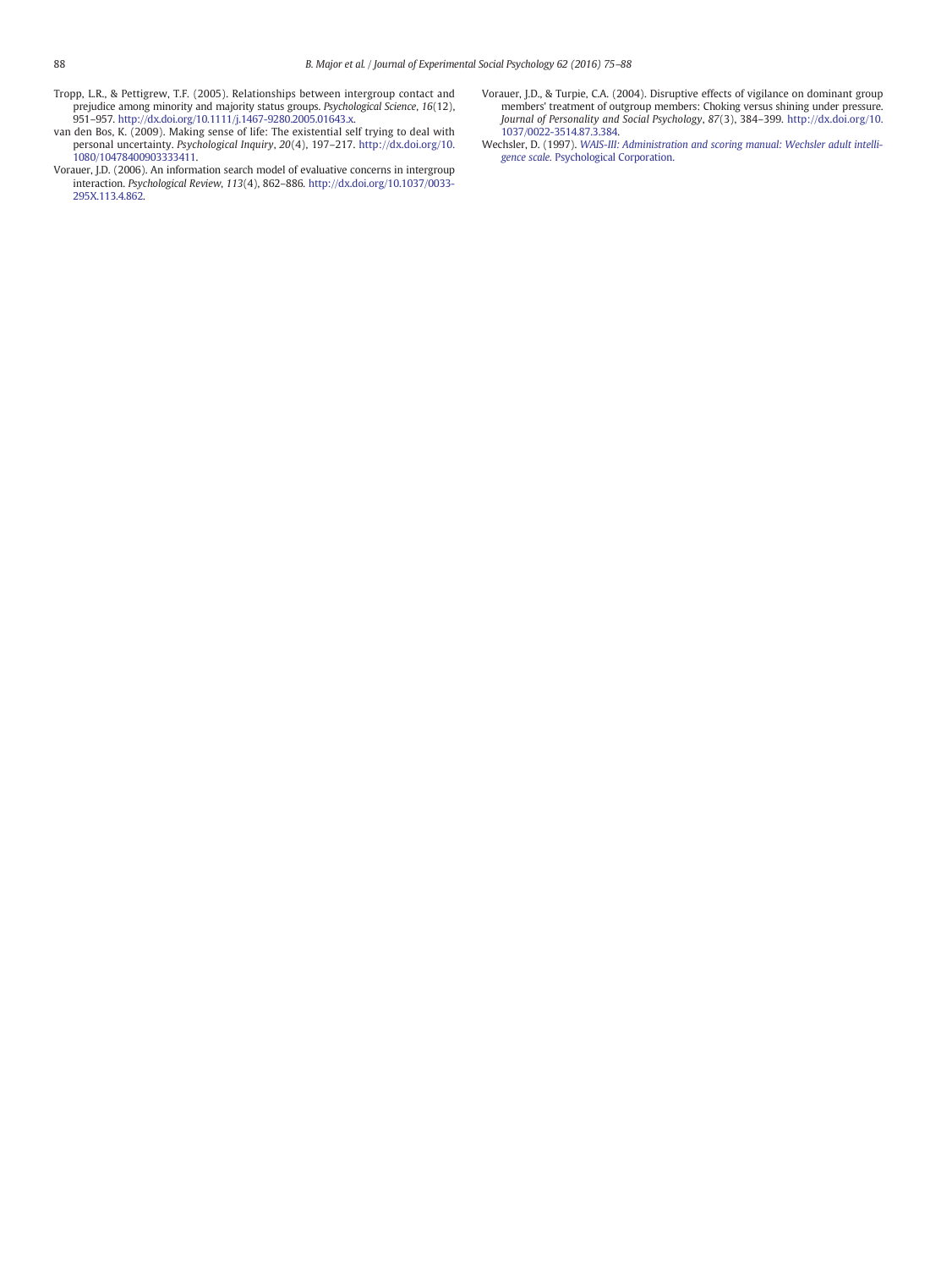Tropp, L.R., & Pettigrew, T.F. (2005). Relationships between intergroup contact and prejudice among minority and majority status groups. *Psychological Science*, *16*(12), 951–957. http://dx.doi.org/10.1111/j.1467-9280.2005.01643.x.

van den Bos, K. (2009). Making sense of life: The existential self trying to deal with personal uncertainty. *Psychological Inquiry*, *20*(4), 197–217. http://dx.doi.org/10.1080/10478400903333411.

Vorauer, J.D. (2006). An information search model of evaluative concerns in intergroup interaction. *Psychological Review*, *113*(4), 862–886. http://dx.doi.org/10.1037/0033-295X.113.4.862.

Vorauer, J.D., & Turpie, C.A. (2004). Disruptive effects of vigilance on dominant group members' treatment of outgroup members: Choking versus shining under pressure. *Journal of Personality and Social Psychology*, *87*(3), 384–399. http://dx.doi.org/10.1037/0022-3514.87.3.384.

Wechsler, D. (1997). *WAIS-III: Administration and scoring manual: Wechsler adult intelligence scale*. Psychological Corporation.